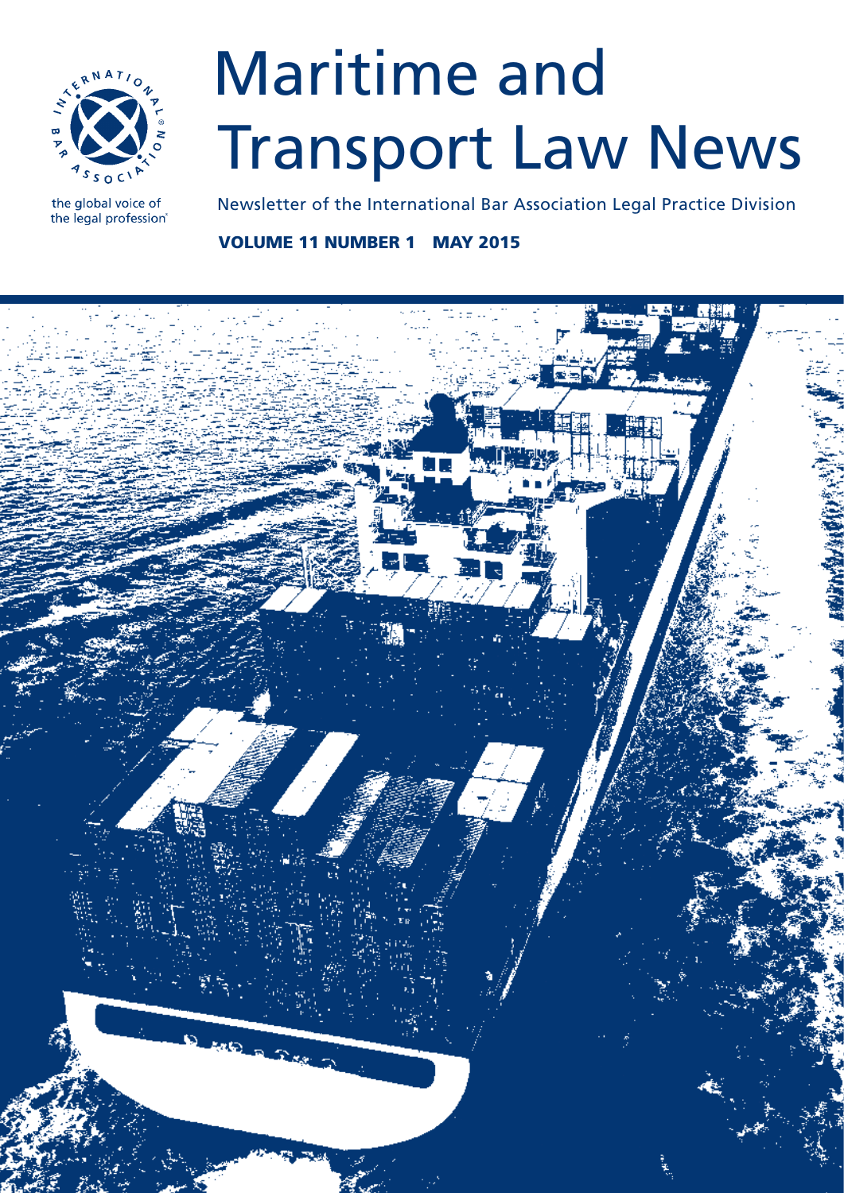# Maritime and Transport Law News

Newsletter of the International Bar Association Legal Practice Division

**VOLUME 11 NUMBER 1 MAY 2015**

International Bar Association

the global voice of the legal profession®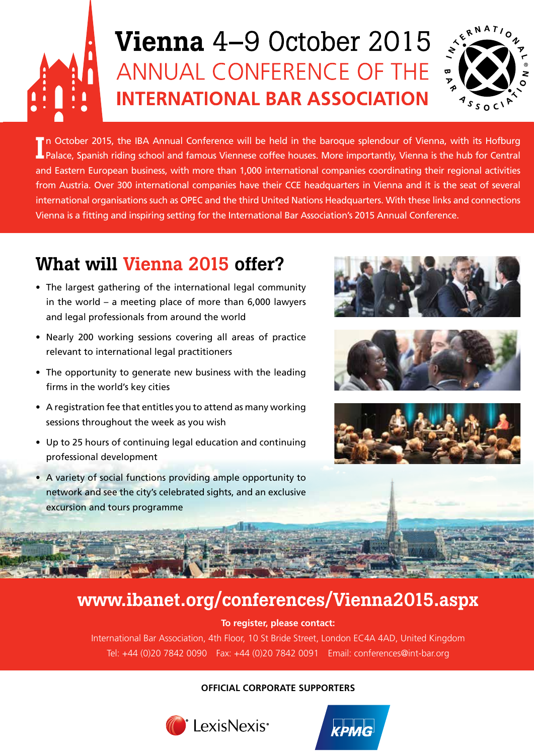# Vienna 4–9 October 2015

## ANNUAL CONFERENCE OF THE INTERNATIONAL BAR ASSOCIATION

In October 2015, the IBA Annual Conference will be held in the baroque splendour of Vienna, with its Hofburg Palace, Spanish riding school and famous Viennese coffee houses. More importantly, Vienna is the hub for Central and Eastern European business, with more than 1,000 international companies coordinating their regional activities from Austria. Over 300 international companies have their CCE headquarters in Vienna and it is the seat of several international organisations such as OPEC and the third United Nations Headquarters. With these links and connections Vienna is a fitting and inspiring setting for the International Bar Association's 2015 Annual Conference.

## What will Vienna 2015 offer?

- The largest gathering of the international legal community in the world – a meeting place of more than 6,000 lawyers and legal professionals from around the world
- Nearly 200 working sessions covering all areas of practice relevant to international legal practitioners
- The opportunity to generate new business with the leading firms in the world's key cities
- A registration fee that entitles you to attend as many working sessions throughout the week as you wish
- Up to 25 hours of continuing legal education and continuing professional development
- A variety of social functions providing ample opportunity to network and see the city's celebrated sights, and an exclusive excursion and tours programme

## www.ibanet.org/conferences/Vienna2015.aspx

**To register, please contact:**

International Bar Association, 4th Floor, 10 St Bride Street, London EC4A 4AD, United Kingdom
Tel: +44 (0)20 7842 0090 Fax: +44 (0)20 7842 0091 Email: conferences@int-bar.org

**OFFICIAL CORPORATE SUPPORTERS**

LexisNexis

KPMG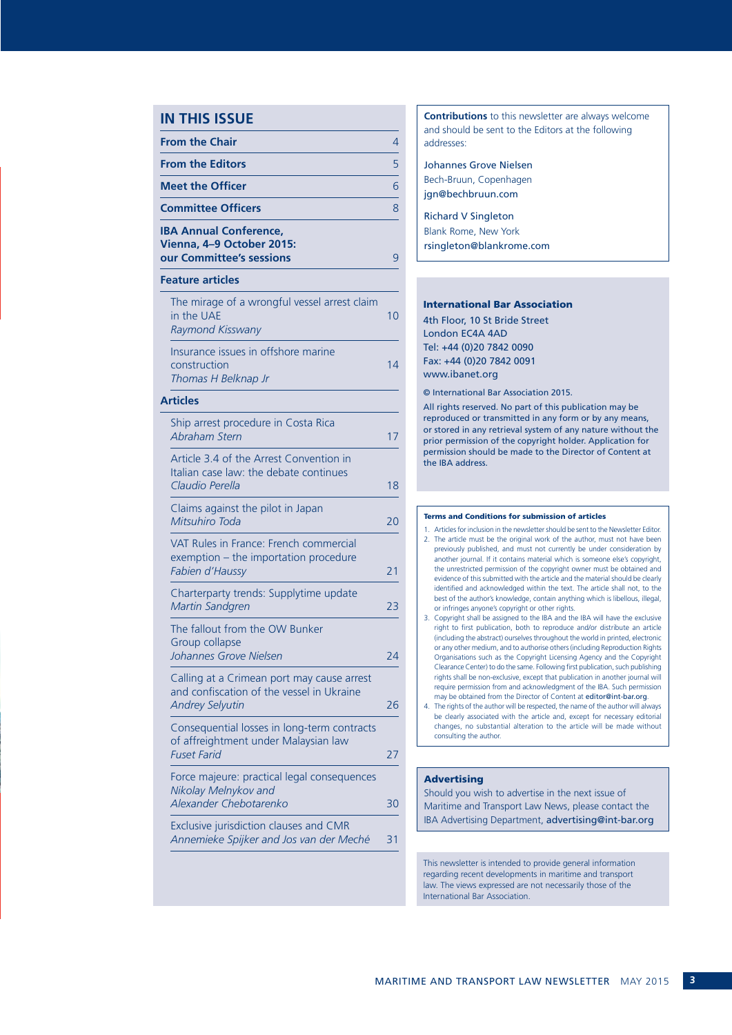## IN THIS ISSUE

| | |
|---|---|
| **From the Chair** | 4 |
| **From the Editors** | 5 |
| **Meet the Officer** | 6 |
| **Committee Officers** | 8 |
| **IBA Annual Conference, Vienna, 4–9 October 2015: our Committee's sessions** | 9 |

### Feature articles

| | |
|---|---|
| The mirage of a wrongful vessel arrest claim in the UAE *Raymond Kisswany* | 10 |
| Insurance issues in offshore marine construction *Thomas H Belknap Jr* | 14 |

### Articles

| | |
|---|---|
| Ship arrest procedure in Costa Rica *Abraham Stern* | 17 |
| Article 3.4 of the Arrest Convention in Italian case law: the debate continues *Claudio Perella* | 18 |
| Claims against the pilot in Japan *Mitsuhiro Toda* | 20 |
| VAT Rules in France: French commercial exemption – the importation procedure *Fabien d'Haussy* | 21 |
| Charterparty trends: Supplytime update *Martin Sandgren* | 23 |
| The fallout from the OW Bunker Group collapse *Johannes Grove Nielsen* | 24 |
| Calling at a Crimean port may cause arrest and confiscation of the vessel in Ukraine *Andrey Selyutin* | 26 |
| Consequential losses in long-term contracts of affreightment under Malaysian law *Fuset Farid* | 27 |
| Force majeure: practical legal consequences *Nikolay Melnykov and Alexander Chebotarenko* | 30 |
| Exclusive jurisdiction clauses and CMR *Annemieke Spijker and Jos van der Meché* | 31 |

**Contributions** to this newsletter are always welcome and should be sent to the Editors at the following addresses:

Johannes Grove Nielsen
Bech-Bruun, Copenhagen
jgn@bechbruun.com

Richard V Singleton
Blank Rome, New York
rsingleton@blankrome.com

**International Bar Association**
4th Floor, 10 St Bride Street
London EC4A 4AD
Tel: +44 (0)20 7842 0090
Fax: +44 (0)20 7842 0091
www.ibanet.org

© International Bar Association 2015.

All rights reserved. No part of this publication may be reproduced or transmitted in any form or by any means, or stored in any retrieval system of any nature without the prior permission of the copyright holder. Application for permission should be made to the Director of Content at the IBA address.

**Terms and Conditions for submission of articles**

1. Articles for inclusion in the newsletter should be sent to the Newsletter Editor.
2. The article must be the original work of the author, must not have been previously published, and must not currently be under consideration by another journal. If it contains material which is someone else's copyright, the unrestricted permission of the copyright owner must be obtained and evidence of this submitted with the article and the material should be clearly identified and acknowledged within the text. The article shall not, to the best of the author's knowledge, contain anything which is libellous, illegal, or infringes anyone's copyright or other rights.
3. Copyright shall be assigned to the IBA and the IBA will have the exclusive right to first publication, both to reproduce and/or distribute an article (including the abstract) ourselves throughout the world in printed, electronic or any other medium, and to authorise others (including Reproduction Rights Organisations such as the Copyright Licensing Agency and the Copyright Clearance Center) to do the same. Following first publication, such publishing rights shall be non-exclusive, except that publication in another journal will require permission from and acknowledgment of the IBA. Such permission may be obtained from the Director of Content at editor@int-bar.org.
4. The rights of the author will be respected, the name of the author will always be clearly associated with the article and, except for necessary editorial changes, no substantial alteration to the article will be made without consulting the author.

**Advertising**
Should you wish to advertise in the next issue of Maritime and Transport Law News, please contact the IBA Advertising Department, advertising@int-bar.org

This newsletter is intended to provide general information regarding recent developments in maritime and transport law. The views expressed are not necessarily those of the International Bar Association.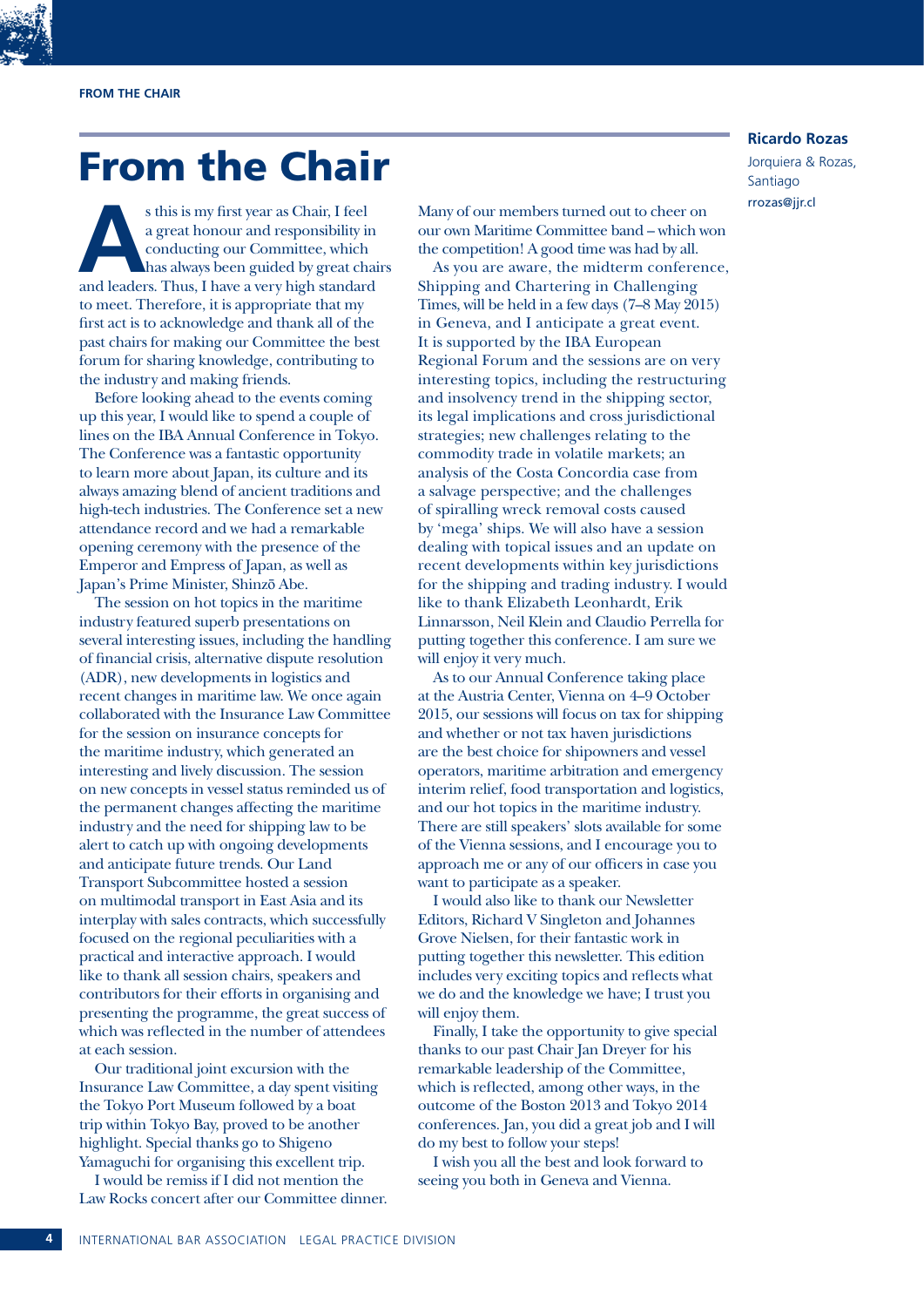# From the Chair

**Ricardo Rozas**
Jorquiera & Rozas, Santiago
rrozas@jjr.cl

As this is my first year as Chair, I feel a great honour and responsibility in conducting our Committee, which has always been guided by great chairs and leaders. Thus, I have a very high standard to meet. Therefore, it is appropriate that my first act is to acknowledge and thank all of the past chairs for making our Committee the best forum for sharing knowledge, contributing to the industry and making friends.

Before looking ahead to the events coming up this year, I would like to spend a couple of lines on the IBA Annual Conference in Tokyo. The Conference was a fantastic opportunity to learn more about Japan, its culture and its always amazing blend of ancient traditions and high-tech industries. The Conference set a new attendance record and we had a remarkable opening ceremony with the presence of the Emperor and Empress of Japan, as well as Japan's Prime Minister, Shinzō Abe.

The session on hot topics in the maritime industry featured superb presentations on several interesting issues, including the handling of financial crisis, alternative dispute resolution (ADR), new developments in logistics and recent changes in maritime law. We once again collaborated with the Insurance Law Committee for the session on insurance concepts for the maritime industry, which generated an interesting and lively discussion. The session on new concepts in vessel status reminded us of the permanent changes affecting the maritime industry and the need for shipping law to be alert to catch up with ongoing developments and anticipate future trends. Our Land Transport Subcommittee hosted a session on multimodal transport in East Asia and its interplay with sales contracts, which successfully focused on the regional peculiarities with a practical and interactive approach. I would like to thank all session chairs, speakers and contributors for their efforts in organising and presenting the programme, the great success of which was reflected in the number of attendees at each session.

Our traditional joint excursion with the Insurance Law Committee, a day spent visiting the Tokyo Port Museum followed by a boat trip within Tokyo Bay, proved to be another highlight. Special thanks go to Shigeno Yamaguchi for organising this excellent trip.

I would be remiss if I did not mention the Law Rocks concert after our Committee dinner. Many of our members turned out to cheer on our own Maritime Committee band – which won the competition! A good time was had by all.

As you are aware, the midterm conference, Shipping and Chartering in Challenging Times, will be held in a few days (7–8 May 2015) in Geneva, and I anticipate a great event. It is supported by the IBA European Regional Forum and the sessions are on very interesting topics, including the restructuring and insolvency trend in the shipping sector, its legal implications and cross jurisdictional strategies; new challenges relating to the commodity trade in volatile markets; an analysis of the Costa Concordia case from a salvage perspective; and the challenges of spiralling wreck removal costs caused by 'mega' ships. We will also have a session dealing with topical issues and an update on recent developments within key jurisdictions for the shipping and trading industry. I would like to thank Elizabeth Leonhardt, Erik Linnarsson, Neil Klein and Claudio Perrella for putting together this conference. I am sure we will enjoy it very much.

As to our Annual Conference taking place at the Austria Center, Vienna on 4–9 October 2015, our sessions will focus on tax for shipping and whether or not tax haven jurisdictions are the best choice for shipowners and vessel operators, maritime arbitration and emergency interim relief, food transportation and logistics, and our hot topics in the maritime industry. There are still speakers' slots available for some of the Vienna sessions, and I encourage you to approach me or any of our officers in case you want to participate as a speaker.

I would also like to thank our Newsletter Editors, Richard V Singleton and Johannes Grove Nielsen, for their fantastic work in putting together this newsletter. This edition includes very exciting topics and reflects what we do and the knowledge we have; I trust you will enjoy them.

Finally, I take the opportunity to give special thanks to our past Chair Jan Dreyer for his remarkable leadership of the Committee, which is reflected, among other ways, in the outcome of the Boston 2013 and Tokyo 2014 conferences. Jan, you did a great job and I will do my best to follow your steps!

I wish you all the best and look forward to seeing you both in Geneva and Vienna.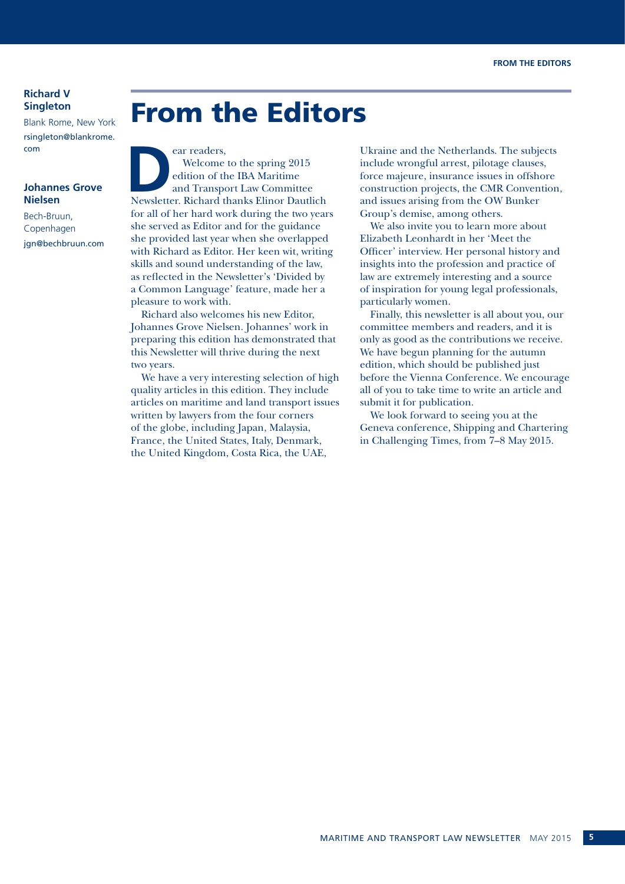**Richard V Singleton**

Blank Rome, New York

rsingleton@blankrome.com

**Johannes Grove Nielsen**

Bech-Bruun, Copenhagen

jgn@bechbruun.com

# From the Editors

Dear readers,

Welcome to the spring 2015 edition of the IBA Maritime and Transport Law Committee Newsletter. Richard thanks Elinor Dautlich for all of her hard work during the two years she served as Editor and for the guidance she provided last year when she overlapped with Richard as Editor. Her keen wit, writing skills and sound understanding of the law, as reflected in the Newsletter's 'Divided by a Common Language' feature, made her a pleasure to work with.

Richard also welcomes his new Editor, Johannes Grove Nielsen. Johannes' work in preparing this edition has demonstrated that this Newsletter will thrive during the next two years.

We have a very interesting selection of high quality articles in this edition. They include articles on maritime and land transport issues written by lawyers from the four corners of the globe, including Japan, Malaysia, France, the United States, Italy, Denmark, the United Kingdom, Costa Rica, the UAE, Ukraine and the Netherlands. The subjects include wrongful arrest, pilotage clauses, force majeure, insurance issues in offshore construction projects, the CMR Convention, and issues arising from the OW Bunker Group's demise, among others.

We also invite you to learn more about Elizabeth Leonhardt in her 'Meet the Officer' interview. Her personal history and insights into the profession and practice of law are extremely interesting and a source of inspiration for young legal professionals, particularly women.

Finally, this newsletter is all about you, our committee members and readers, and it is only as good as the contributions we receive. We have begun planning for the autumn edition, which should be published just before the Vienna Conference. We encourage all of you to take time to write an article and submit it for publication.

We look forward to seeing you at the Geneva conference, Shipping and Chartering in Challenging Times, from 7–8 May 2015.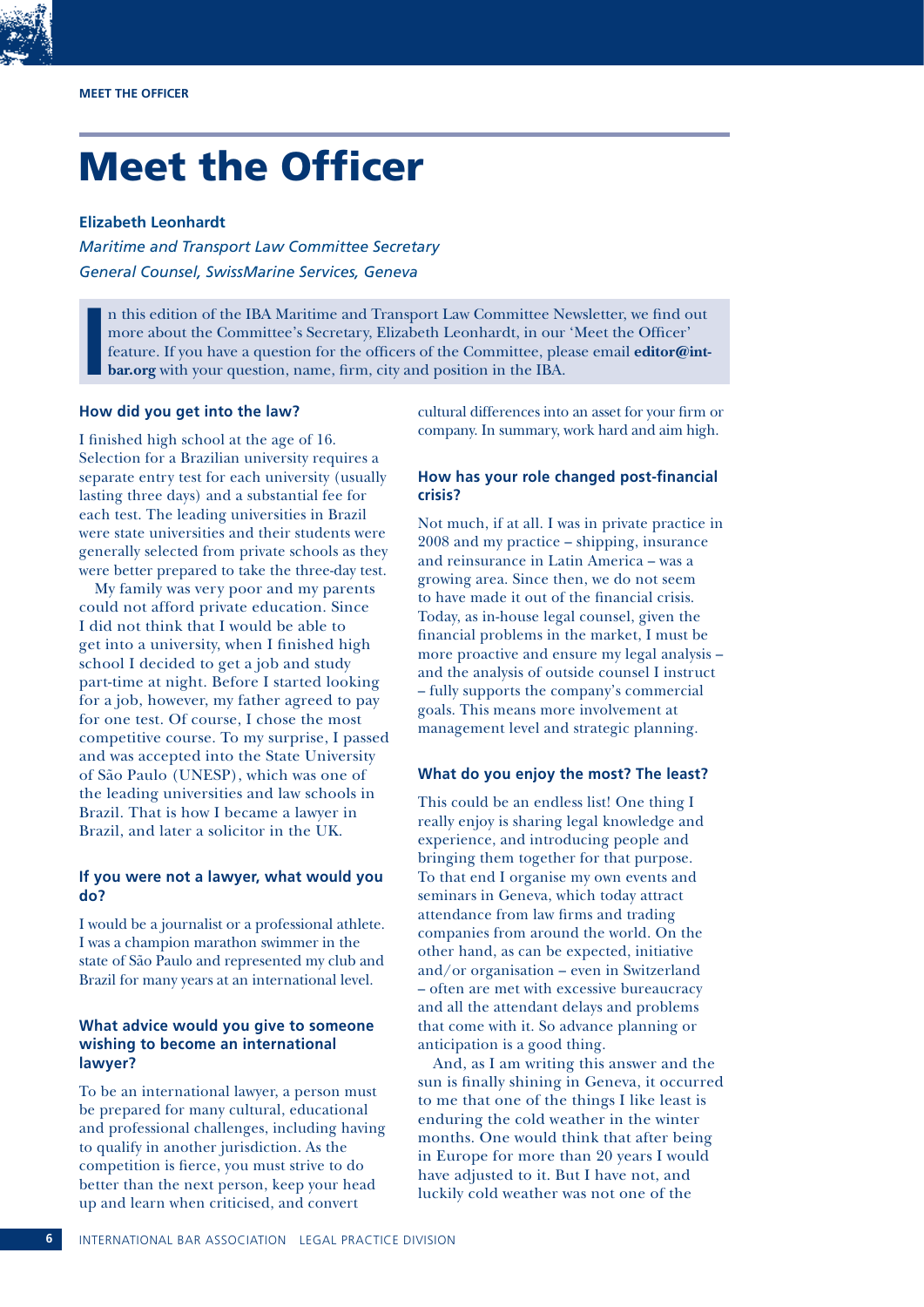# Meet the Officer

**Elizabeth Leonhardt**

*Maritime and Transport Law Committee Secretary*

*General Counsel, SwissMarine Services, Geneva*

In this edition of the IBA Maritime and Transport Law Committee Newsletter, we find out more about the Committee's Secretary, Elizabeth Leonhardt, in our 'Meet the Officer' feature. If you have a question for the officers of the Committee, please email **editor@int-bar.org** with your question, name, firm, city and position in the IBA.

### How did you get into the law?

I finished high school at the age of 16. Selection for a Brazilian university requires a separate entry test for each university (usually lasting three days) and a substantial fee for each test. The leading universities in Brazil were state universities and their students were generally selected from private schools as they were better prepared to take the three-day test.

My family was very poor and my parents could not afford private education. Since I did not think that I would be able to get into a university, when I finished high school I decided to get a job and study part-time at night. Before I started looking for a job, however, my father agreed to pay for one test. Of course, I chose the most competitive course. To my surprise, I passed and was accepted into the State University of São Paulo (UNESP), which was one of the leading universities and law schools in Brazil. That is how I became a lawyer in Brazil, and later a solicitor in the UK.

### If you were not a lawyer, what would you do?

I would be a journalist or a professional athlete. I was a champion marathon swimmer in the state of São Paulo and represented my club and Brazil for many years at an international level.

### What advice would you give to someone wishing to become an international lawyer?

To be an international lawyer, a person must be prepared for many cultural, educational and professional challenges, including having to qualify in another jurisdiction. As the competition is fierce, you must strive to do better than the next person, keep your head up and learn when criticised, and convert cultural differences into an asset for your firm or company. In summary, work hard and aim high.

### How has your role changed post-financial crisis?

Not much, if at all. I was in private practice in 2008 and my practice – shipping, insurance and reinsurance in Latin America – was a growing area. Since then, we do not seem to have made it out of the financial crisis. Today, as in-house legal counsel, given the financial problems in the market, I must be more proactive and ensure my legal analysis – and the analysis of outside counsel I instruct – fully supports the company's commercial goals. This means more involvement at management level and strategic planning.

### What do you enjoy the most? The least?

This could be an endless list! One thing I really enjoy is sharing legal knowledge and experience, and introducing people and bringing them together for that purpose. To that end I organise my own events and seminars in Geneva, which today attract attendance from law firms and trading companies from around the world. On the other hand, as can be expected, initiative and/or organisation – even in Switzerland – often are met with excessive bureaucracy and all the attendant delays and problems that come with it. So advance planning or anticipation is a good thing.

And, as I am writing this answer and the sun is finally shining in Geneva, it occurred to me that one of the things I like least is enduring the cold weather in the winter months. One would think that after being in Europe for more than 20 years I would have adjusted to it. But I have not, and luckily cold weather was not one of the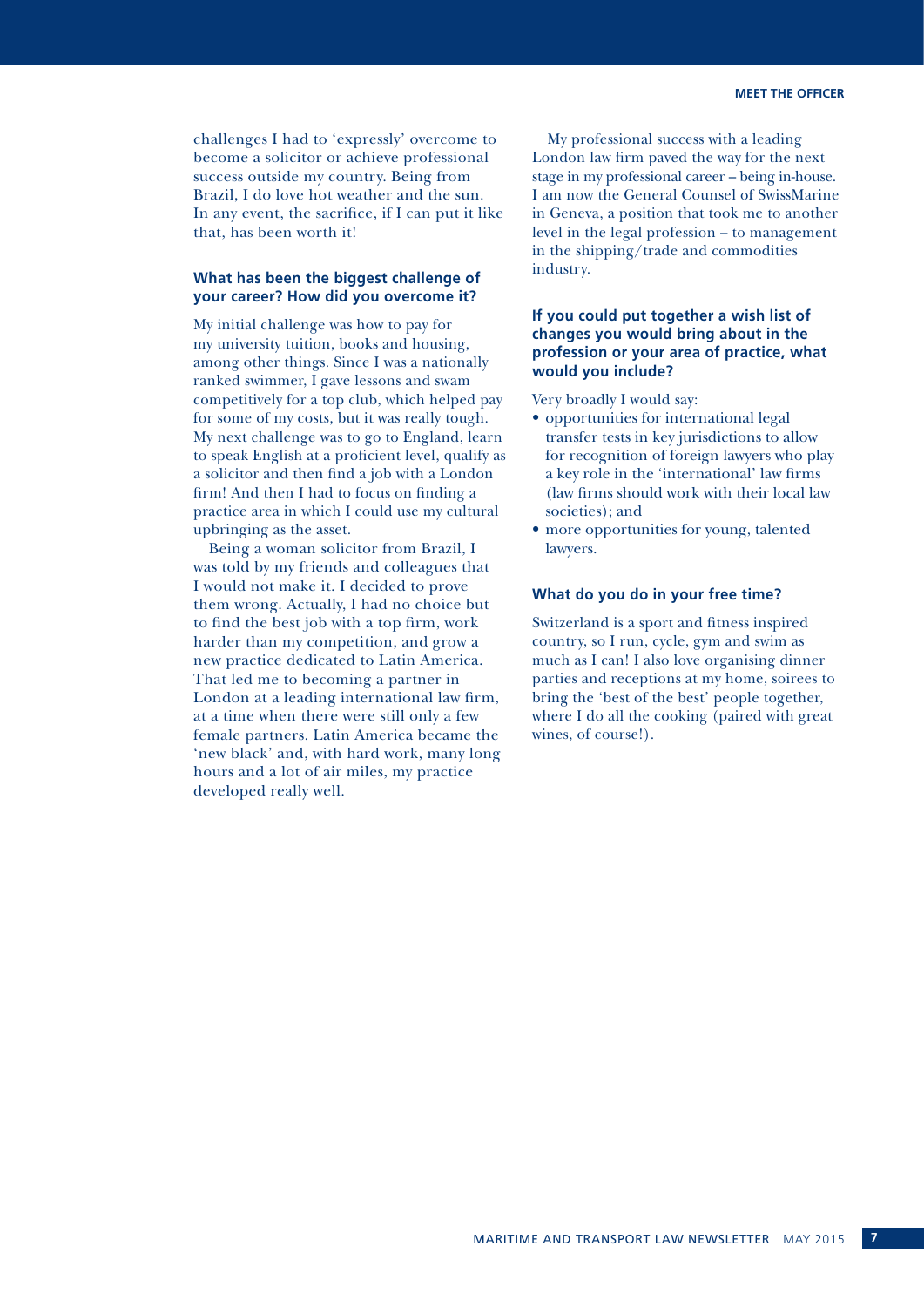challenges I had to 'expressly' overcome to become a solicitor or achieve professional success outside my country. Being from Brazil, I do love hot weather and the sun. In any event, the sacrifice, if I can put it like that, has been worth it!

### What has been the biggest challenge of your career? How did you overcome it?

My initial challenge was how to pay for my university tuition, books and housing, among other things. Since I was a nationally ranked swimmer, I gave lessons and swam competitively for a top club, which helped pay for some of my costs, but it was really tough. My next challenge was to go to England, learn to speak English at a proficient level, qualify as a solicitor and then find a job with a London firm! And then I had to focus on finding a practice area in which I could use my cultural upbringing as the asset.

Being a woman solicitor from Brazil, I was told by my friends and colleagues that I would not make it. I decided to prove them wrong. Actually, I had no choice but to find the best job with a top firm, work harder than my competition, and grow a new practice dedicated to Latin America. That led me to becoming a partner in London at a leading international law firm, at a time when there were still only a few female partners. Latin America became the 'new black' and, with hard work, many long hours and a lot of air miles, my practice developed really well.

My professional success with a leading London law firm paved the way for the next stage in my professional career – being in-house. I am now the General Counsel of SwissMarine in Geneva, a position that took me to another level in the legal profession – to management in the shipping/trade and commodities industry.

### If you could put together a wish list of changes you would bring about in the profession or your area of practice, what would you include?

Very broadly I would say:

- opportunities for international legal transfer tests in key jurisdictions to allow for recognition of foreign lawyers who play a key role in the 'international' law firms (law firms should work with their local law societies); and
- more opportunities for young, talented lawyers.

### What do you do in your free time?

Switzerland is a sport and fitness inspired country, so I run, cycle, gym and swim as much as I can! I also love organising dinner parties and receptions at my home, soirees to bring the 'best of the best' people together, where I do all the cooking (paired with great wines, of course!).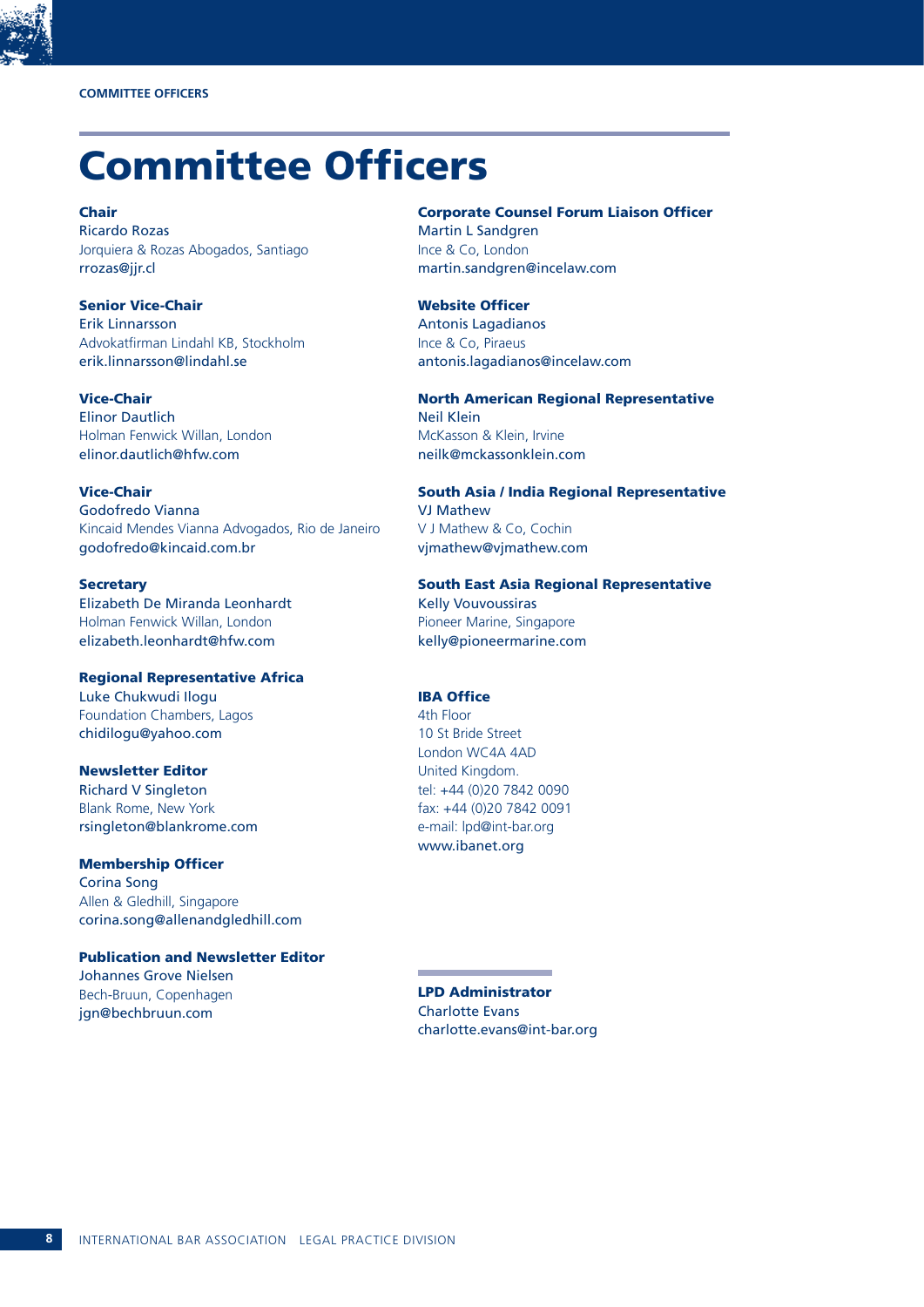# Committee Officers

**Chair**
Ricardo Rozas
Jorquiera & Rozas Abogados, Santiago
rrozas@jjr.cl

**Senior Vice-Chair**
Erik Linnarsson
Advokatfirman Lindahl KB, Stockholm
erik.linnarsson@lindahl.se

**Vice-Chair**
Elinor Dautlich
Holman Fenwick Willan, London
elinor.dautlich@hfw.com

**Vice-Chair**
Godofredo Vianna
Kincaid Mendes Vianna Advogados, Rio de Janeiro
godofredo@kincaid.com.br

**Secretary**
Elizabeth De Miranda Leonhardt
Holman Fenwick Willan, London
elizabeth.leonhardt@hfw.com

**Regional Representative Africa**
Luke Chukwudi Ilogu
Foundation Chambers, Lagos
chidilogu@yahoo.com

**Newsletter Editor**
Richard V Singleton
Blank Rome, New York
rsingleton@blankrome.com

**Membership Officer**
Corina Song
Allen & Gledhill, Singapore
corina.song@allenandgledhill.com

**Publication and Newsletter Editor**
Johannes Grove Nielsen
Bech-Bruun, Copenhagen
jgn@bechbruun.com

**Corporate Counsel Forum Liaison Officer**
Martin L Sandgren
Ince & Co, London
martin.sandgren@incelaw.com

**Website Officer**
Antonis Lagadianos
Ince & Co, Piraeus
antonis.lagadianos@incelaw.com

**North American Regional Representative**
Neil Klein
McKasson & Klein, Irvine
neilk@mckassonklein.com

**South Asia / India Regional Representative**
VJ Mathew
V J Mathew & Co, Cochin
vjmathew@vjmathew.com

**South East Asia Regional Representative**
Kelly Vouvoussiras
Pioneer Marine, Singapore
kelly@pioneermarine.com

**IBA Office**
4th Floor
10 St Bride Street
London WC4A 4AD
United Kingdom.
tel: +44 (0)20 7842 0090
fax: +44 (0)20 7842 0091
e-mail: lpd@int-bar.org
www.ibanet.org

**LPD Administrator**
Charlotte Evans
charlotte.evans@int-bar.org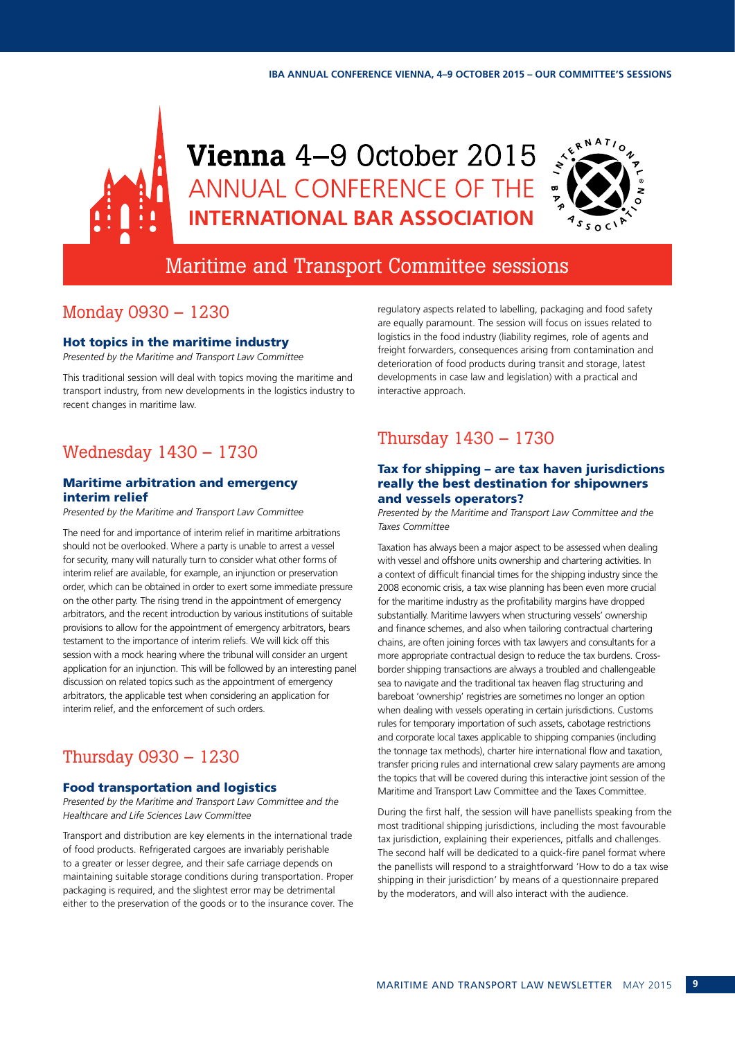# Vienna 4–9 October 2015
## ANNUAL CONFERENCE OF THE INTERNATIONAL BAR ASSOCIATION

## Maritime and Transport Committee sessions

## Monday 0930 – 1230

### Hot topics in the maritime industry

*Presented by the Maritime and Transport Law Committee*

This traditional session will deal with topics moving the maritime and transport industry, from new developments in the logistics industry to recent changes in maritime law.

## Wednesday 1430 – 1730

### Maritime arbitration and emergency interim relief

*Presented by the Maritime and Transport Law Committee*

The need for and importance of interim relief in maritime arbitrations should not be overlooked. Where a party is unable to arrest a vessel for security, many will naturally turn to consider what other forms of interim relief are available, for example, an injunction or preservation order, which can be obtained in order to exert some immediate pressure on the other party. The rising trend in the appointment of emergency arbitrators, and the recent introduction by various institutions of suitable provisions to allow for the appointment of emergency arbitrators, bears testament to the importance of interim reliefs. We will kick off this session with a mock hearing where the tribunal will consider an urgent application for an injunction. This will be followed by an interesting panel discussion on related topics such as the appointment of emergency arbitrators, the applicable test when considering an application for interim relief, and the enforcement of such orders.

## Thursday 0930 – 1230

### Food transportation and logistics

*Presented by the Maritime and Transport Law Committee and the Healthcare and Life Sciences Law Committee*

Transport and distribution are key elements in the international trade of food products. Refrigerated cargoes are invariably perishable to a greater or lesser degree, and their safe carriage depends on maintaining suitable storage conditions during transportation. Proper packaging is required, and the slightest error may be detrimental either to the preservation of the goods or to the insurance cover. The regulatory aspects related to labelling, packaging and food safety are equally paramount. The session will focus on issues related to logistics in the food industry (liability regimes, role of agents and freight forwarders, consequences arising from contamination and deterioration of food products during transit and storage, latest developments in case law and legislation) with a practical and interactive approach.

## Thursday 1430 – 1730

### Tax for shipping – are tax haven jurisdictions really the best destination for shipowners and vessels operators?

*Presented by the Maritime and Transport Law Committee and the Taxes Committee*

Taxation has always been a major aspect to be assessed when dealing with vessel and offshore units ownership and chartering activities. In a context of difficult financial times for the shipping industry since the 2008 economic crisis, a tax wise planning has been even more crucial for the maritime industry as the profitability margins have dropped substantially. Maritime lawyers when structuring vessels' ownership and finance schemes, and also when tailoring contractual chartering chains, are often joining forces with tax lawyers and consultants for a more appropriate contractual design to reduce the tax burdens. Cross-border shipping transactions are always a troubled and challengeable sea to navigate and the traditional tax heaven flag structuring and bareboat 'ownership' registries are sometimes no longer an option when dealing with vessels operating in certain jurisdictions. Customs rules for temporary importation of such assets, cabotage restrictions and corporate local taxes applicable to shipping companies (including the tonnage tax methods), charter hire international flow and taxation, transfer pricing rules and international crew salary payments are among the topics that will be covered during this interactive joint session of the Maritime and Transport Law Committee and the Taxes Committee.

During the first half, the session will have panellists speaking from the most traditional shipping jurisdictions, including the most favourable tax jurisdiction, explaining their experiences, pitfalls and challenges. The second half will be dedicated to a quick-fire panel format where the panellists will respond to a straightforward 'How to do a tax wise shipping in their jurisdiction' by means of a questionnaire prepared by the moderators, and will also interact with the audience.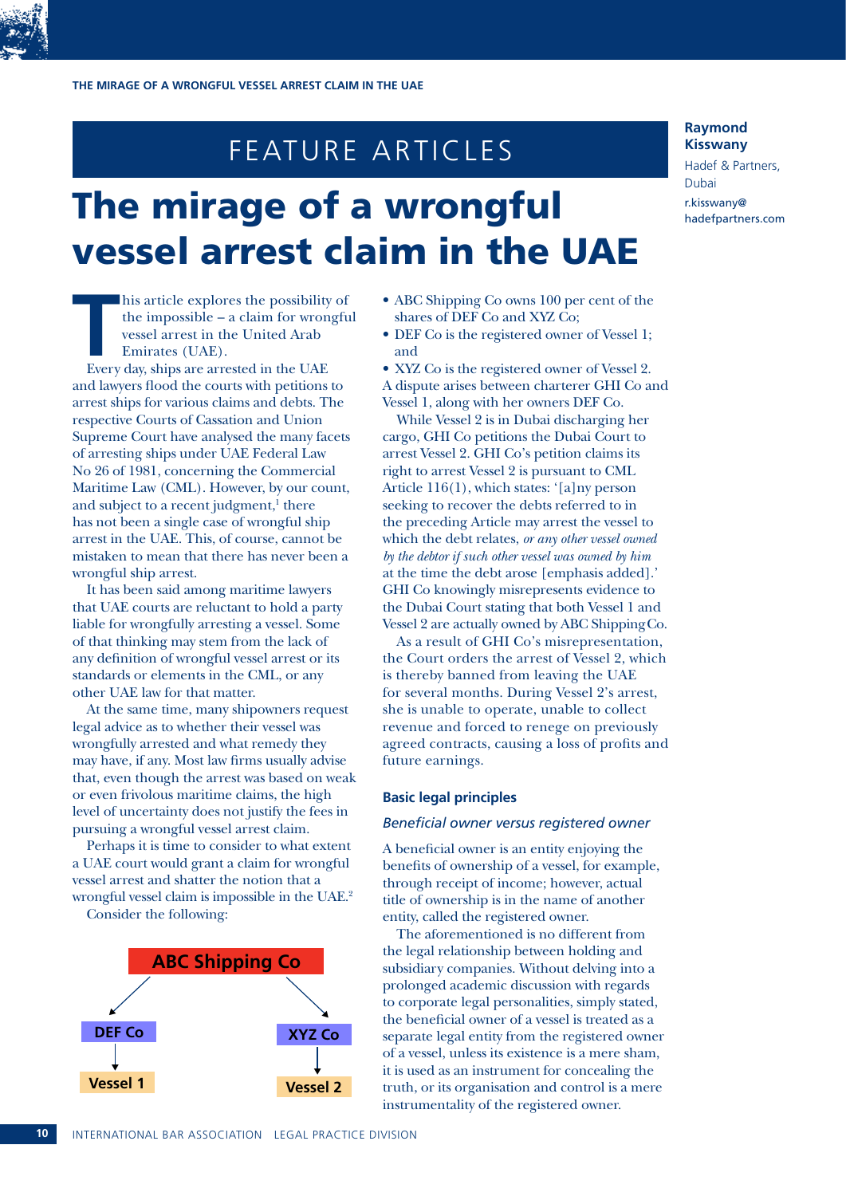# FEATURE ARTICLES

# The mirage of a wrongful vessel arrest claim in the UAE

**Raymond Kisswany**

Hadef & Partners, Dubai

r.kisswany@hadefpartners.com

This article explores the possibility of the impossible – a claim for wrongful vessel arrest in the United Arab Emirates (UAE).

Every day, ships are arrested in the UAE and lawyers flood the courts with petitions to arrest ships for various claims and debts. The respective Courts of Cassation and Union Supreme Court have analysed the many facets of arresting ships under UAE Federal Law No 26 of 1981, concerning the Commercial Maritime Law (CML). However, by our count, and subject to a recent judgment,[1] there has not been a single case of wrongful ship arrest in the UAE. This, of course, cannot be mistaken to mean that there has never been a wrongful ship arrest.

It has been said among maritime lawyers that UAE courts are reluctant to hold a party liable for wrongfully arresting a vessel. Some of that thinking may stem from the lack of any definition of wrongful vessel arrest or its standards or elements in the CML, or any other UAE law for that matter.

At the same time, many shipowners request legal advice as to whether their vessel was wrongfully arrested and what remedy they may have, if any. Most law firms usually advise that, even though the arrest was based on weak or even frivolous maritime claims, the high level of uncertainty does not justify the fees in pursuing a wrongful vessel arrest claim.

Perhaps it is time to consider to what extent a UAE court would grant a claim for wrongful vessel arrest and shatter the notion that a wrongful vessel claim is impossible in the UAE.[2]

Consider the following:

ABC Shipping Co

DEF Co

Vessel 1

XYZ Co

Vessel 2

- ABC Shipping Co owns 100 per cent of the shares of DEF Co and XYZ Co;
- DEF Co is the registered owner of Vessel 1; and
- XYZ Co is the registered owner of Vessel 2.

A dispute arises between charterer GHI Co and Vessel 1, along with her owners DEF Co.

While Vessel 2 is in Dubai discharging her cargo, GHI Co petitions the Dubai Court to arrest Vessel 2. GHI Co's petition claims its right to arrest Vessel 2 is pursuant to CML Article 116(1), which states: '[a]ny person seeking to recover the debts referred to in the preceding Article may arrest the vessel to which the debt relates, *or any other vessel owned by the debtor if such other vessel was owned by him* at the time the debt arose [emphasis added].' GHI Co knowingly misrepresents evidence to the Dubai Court stating that both Vessel 1 and Vessel 2 are actually owned by ABC Shipping Co.

As a result of GHI Co's misrepresentation, the Court orders the arrest of Vessel 2, which is thereby banned from leaving the UAE for several months. During Vessel 2's arrest, she is unable to operate, unable to collect revenue and forced to renege on previously agreed contracts, causing a loss of profits and future earnings.

### Basic legal principles

#### *Beneficial owner versus registered owner*

A beneficial owner is an entity enjoying the benefits of ownership of a vessel, for example, through receipt of income; however, actual title of ownership is in the name of another entity, called the registered owner.

The aforementioned is no different from the legal relationship between holding and subsidiary companies. Without delving into a prolonged academic discussion with regards to corporate legal personalities, simply stated, the beneficial owner of a vessel is treated as a separate legal entity from the registered owner of a vessel, unless its existence is a mere sham, it is used as an instrument for concealing the truth, or its organisation and control is a mere instrumentality of the registered owner.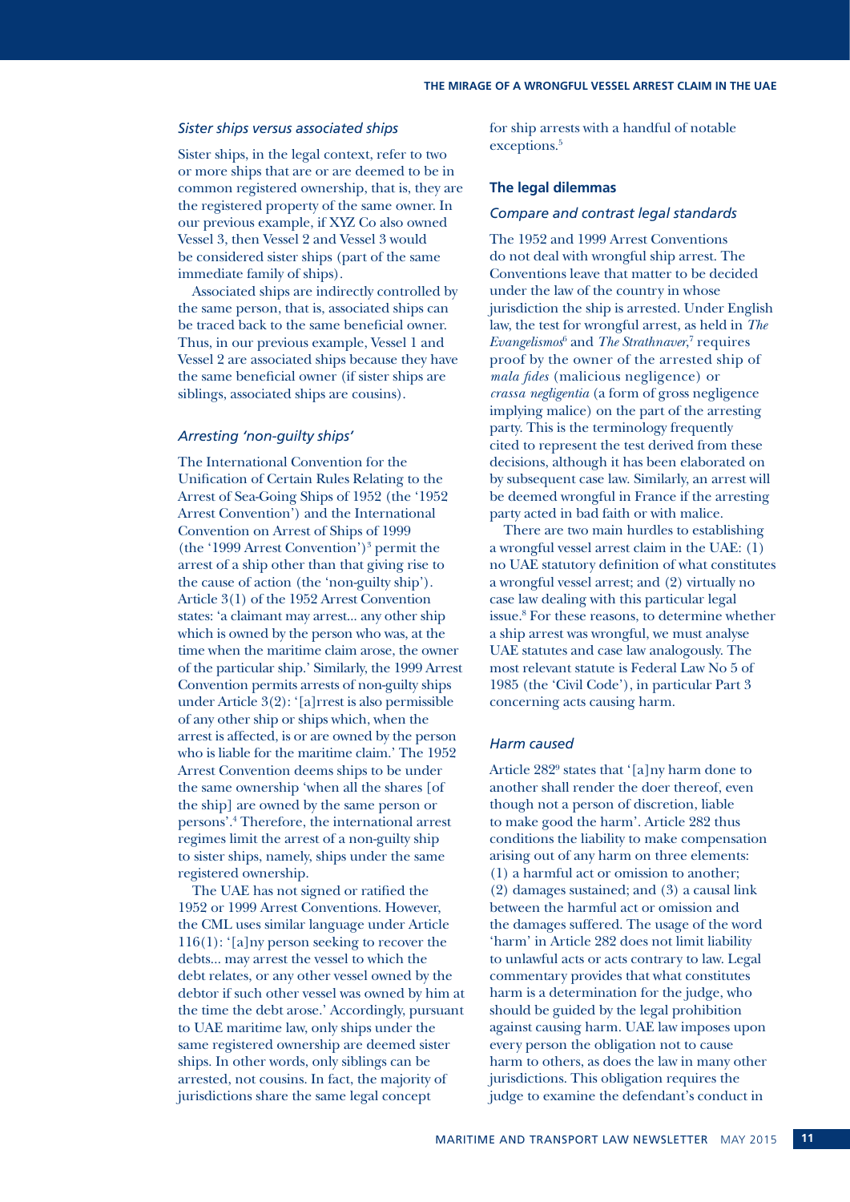### *Sister ships versus associated ships*

Sister ships, in the legal context, refer to two or more ships that are or are deemed to be in common registered ownership, that is, they are the registered property of the same owner. In our previous example, if XYZ Co also owned Vessel 3, then Vessel 2 and Vessel 3 would be considered sister ships (part of the same immediate family of ships).

Associated ships are indirectly controlled by the same person, that is, associated ships can be traced back to the same beneficial owner. Thus, in our previous example, Vessel 1 and Vessel 2 are associated ships because they have the same beneficial owner (if sister ships are siblings, associated ships are cousins).

### *Arresting 'non-guilty ships'*

The International Convention for the Unification of Certain Rules Relating to the Arrest of Sea-Going Ships of 1952 (the '1952 Arrest Convention') and the International Convention on Arrest of Ships of 1999 (the '1999 Arrest Convention')[3] permit the arrest of a ship other than that giving rise to the cause of action (the 'non-guilty ship'). Article 3(1) of the 1952 Arrest Convention states: 'a claimant may arrest... any other ship which is owned by the person who was, at the time when the maritime claim arose, the owner of the particular ship.' Similarly, the 1999 Arrest Convention permits arrests of non-guilty ships under Article 3(2): '[a]rrest is also permissible of any other ship or ships which, when the arrest is affected, is or are owned by the person who is liable for the maritime claim.' The 1952 Arrest Convention deems ships to be under the same ownership 'when all the shares [of the ship] are owned by the same person or persons'.[4] Therefore, the international arrest regimes limit the arrest of a non-guilty ship to sister ships, namely, ships under the same registered ownership.

The UAE has not signed or ratified the 1952 or 1999 Arrest Conventions. However, the CML uses similar language under Article 116(1): '[a]ny person seeking to recover the debts... may arrest the vessel to which the debt relates, or any other vessel owned by the debtor if such other vessel was owned by him at the time the debt arose.' Accordingly, pursuant to UAE maritime law, only ships under the same registered ownership are deemed sister ships. In other words, only siblings can be arrested, not cousins. In fact, the majority of jurisdictions share the same legal concept for ship arrests with a handful of notable exceptions.[5]

## The legal dilemmas

### *Compare and contrast legal standards*

The 1952 and 1999 Arrest Conventions do not deal with wrongful ship arrest. The Conventions leave that matter to be decided under the law of the country in whose jurisdiction the ship is arrested. Under English law, the test for wrongful arrest, as held in *The Evangelismos*[6] and *The Strathnaver*,[7] requires proof by the owner of the arrested ship of *mala fides* (malicious negligence) or *crassa negligentia* (a form of gross negligence implying malice) on the part of the arresting party. This is the terminology frequently cited to represent the test derived from these decisions, although it has been elaborated on by subsequent case law. Similarly, an arrest will be deemed wrongful in France if the arresting party acted in bad faith or with malice.

There are two main hurdles to establishing a wrongful vessel arrest claim in the UAE: (1) no UAE statutory definition of what constitutes a wrongful vessel arrest; and (2) virtually no case law dealing with this particular legal issue.[8] For these reasons, to determine whether a ship arrest was wrongful, we must analyse UAE statutes and case law analogously. The most relevant statute is Federal Law No 5 of 1985 (the 'Civil Code'), in particular Part 3 concerning acts causing harm.

### *Harm caused*

Article 282[9] states that '[a]ny harm done to another shall render the doer thereof, even though not a person of discretion, liable to make good the harm'. Article 282 thus conditions the liability to make compensation arising out of any harm on three elements: (1) a harmful act or omission to another; (2) damages sustained; and (3) a causal link between the harmful act or omission and the damages suffered. The usage of the word 'harm' in Article 282 does not limit liability to unlawful acts or acts contrary to law. Legal commentary provides that what constitutes harm is a determination for the judge, who should be guided by the legal prohibition against causing harm. UAE law imposes upon every person the obligation not to cause harm to others, as does the law in many other jurisdictions. This obligation requires the judge to examine the defendant's conduct in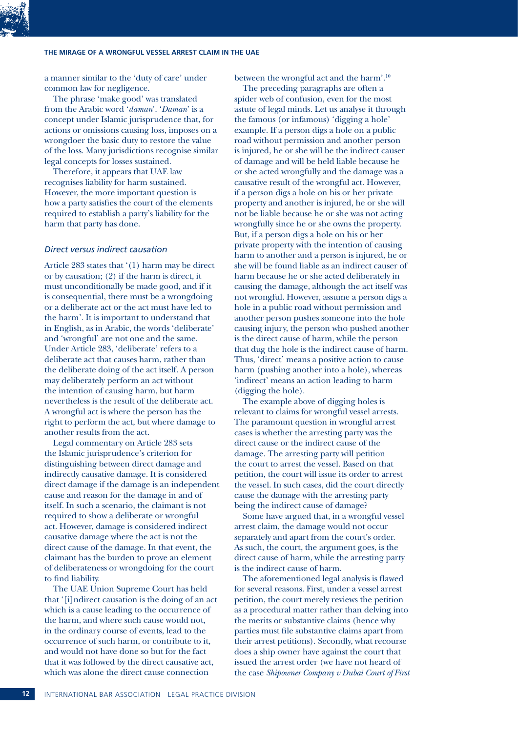a manner similar to the 'duty of care' under common law for negligence.

The phrase 'make good' was translated from the Arabic word '*daman*'. '*Daman*' is a concept under Islamic jurisprudence that, for actions or omissions causing loss, imposes on a wrongdoer the basic duty to restore the value of the loss. Many jurisdictions recognise similar legal concepts for losses sustained.

Therefore, it appears that UAE law recognises liability for harm sustained. However, the more important question is how a party satisfies the court of the elements required to establish a party's liability for the harm that party has done.

### *Direct versus indirect causation*

Article 283 states that '(1) harm may be direct or by causation; (2) if the harm is direct, it must unconditionally be made good, and if it is consequential, there must be a wrongdoing or a deliberate act or the act must have led to the harm'. It is important to understand that in English, as in Arabic, the words 'deliberate' and 'wrongful' are not one and the same. Under Article 283, 'deliberate' refers to a deliberate act that causes harm, rather than the deliberate doing of the act itself. A person may deliberately perform an act without the intention of causing harm, but harm nevertheless is the result of the deliberate act. A wrongful act is where the person has the right to perform the act, but where damage to another results from the act.

Legal commentary on Article 283 sets the Islamic jurisprudence's criterion for distinguishing between direct damage and indirectly causative damage. It is considered direct damage if the damage is an independent cause and reason for the damage in and of itself. In such a scenario, the claimant is not required to show a deliberate or wrongful act. However, damage is considered indirect causative damage where the act is not the direct cause of the damage. In that event, the claimant has the burden to prove an element of deliberateness or wrongdoing for the court to find liability.

The UAE Union Supreme Court has held that '[i]ndirect causation is the doing of an act which is a cause leading to the occurrence of the harm, and where such cause would not, in the ordinary course of events, lead to the occurrence of such harm, or contribute to it, and would not have done so but for the fact that it was followed by the direct causative act, which was alone the direct cause connection between the wrongful act and the harm'.[10]

The preceding paragraphs are often a spider web of confusion, even for the most astute of legal minds. Let us analyse it through the famous (or infamous) 'digging a hole' example. If a person digs a hole on a public road without permission and another person is injured, he or she will be the indirect causer of damage and will be held liable because he or she acted wrongfully and the damage was a causative result of the wrongful act. However, if a person digs a hole on his or her private property and another is injured, he or she will not be liable because he or she was not acting wrongfully since he or she owns the property. But, if a person digs a hole on his or her private property with the intention of causing harm to another and a person is injured, he or she will be found liable as an indirect causer of harm because he or she acted deliberately in causing the damage, although the act itself was not wrongful. However, assume a person digs a hole in a public road without permission and another person pushes someone into the hole causing injury, the person who pushed another is the direct cause of harm, while the person that dug the hole is the indirect cause of harm. Thus, 'direct' means a positive action to cause harm (pushing another into a hole), whereas 'indirect' means an action leading to harm (digging the hole).

The example above of digging holes is relevant to claims for wrongful vessel arrests. The paramount question in wrongful arrest cases is whether the arresting party was the direct cause or the indirect cause of the damage. The arresting party will petition the court to arrest the vessel. Based on that petition, the court will issue its order to arrest the vessel. In such cases, did the court directly cause the damage with the arresting party being the indirect cause of damage?

Some have argued that, in a wrongful vessel arrest claim, the damage would not occur separately and apart from the court's order. As such, the argument goes, is the direct cause of harm, while the arresting party is the indirect cause of harm.

The aforementioned legal analysis is flawed for several reasons. First, under a vessel arrest petition, the court merely reviews the petition as a procedural matter rather than delving into the merits or substantive claims (hence why parties must file substantive claims apart from their arrest petitions). Secondly, what recourse does a ship owner have against the court that issued the arrest order (we have not heard of the case *Shipowner Company v Dubai Court of First*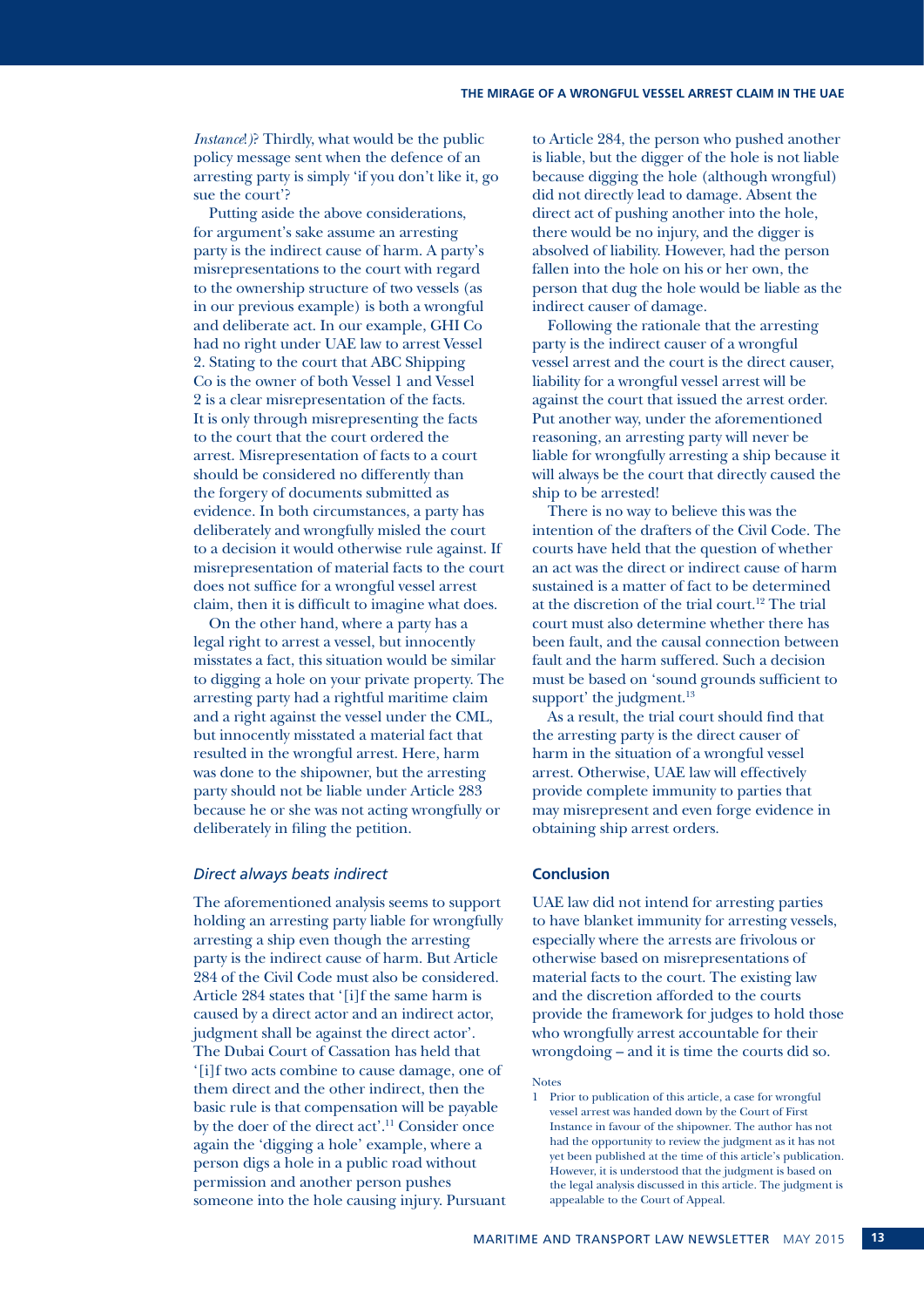*Instance*!)? Thirdly, what would be the public policy message sent when the defence of an arresting party is simply 'if you don't like it, go sue the court'?

Putting aside the above considerations, for argument's sake assume an arresting party is the indirect cause of harm. A party's misrepresentations to the court with regard to the ownership structure of two vessels (as in our previous example) is both a wrongful and deliberate act. In our example, GHI Co had no right under UAE law to arrest Vessel 2. Stating to the court that ABC Shipping Co is the owner of both Vessel 1 and Vessel 2 is a clear misrepresentation of the facts. It is only through misrepresenting the facts to the court that the court ordered the arrest. Misrepresentation of facts to a court should be considered no differently than the forgery of documents submitted as evidence. In both circumstances, a party has deliberately and wrongfully misled the court to a decision it would otherwise rule against. If misrepresentation of material facts to the court does not suffice for a wrongful vessel arrest claim, then it is difficult to imagine what does.

On the other hand, where a party has a legal right to arrest a vessel, but innocently misstates a fact, this situation would be similar to digging a hole on your private property. The arresting party had a rightful maritime claim and a right against the vessel under the CML, but innocently misstated a material fact that resulted in the wrongful arrest. Here, harm was done to the shipowner, but the arresting party should not be liable under Article 283 because he or she was not acting wrongfully or deliberately in filing the petition.

### *Direct always beats indirect*

The aforementioned analysis seems to support holding an arresting party liable for wrongfully arresting a ship even though the arresting party is the indirect cause of harm. But Article 284 of the Civil Code must also be considered. Article 284 states that '[i]f the same harm is caused by a direct actor and an indirect actor, judgment shall be against the direct actor'. The Dubai Court of Cassation has held that '[i]f two acts combine to cause damage, one of them direct and the other indirect, then the basic rule is that compensation will be payable by the doer of the direct act'.[11] Consider once again the 'digging a hole' example, where a person digs a hole in a public road without permission and another person pushes someone into the hole causing injury. Pursuant to Article 284, the person who pushed another is liable, but the digger of the hole is not liable because digging the hole (although wrongful) did not directly lead to damage. Absent the direct act of pushing another into the hole, there would be no injury, and the digger is absolved of liability. However, had the person fallen into the hole on his or her own, the person that dug the hole would be liable as the indirect causer of damage.

Following the rationale that the arresting party is the indirect causer of a wrongful vessel arrest and the court is the direct causer, liability for a wrongful vessel arrest will be against the court that issued the arrest order. Put another way, under the aforementioned reasoning, an arresting party will never be liable for wrongfully arresting a ship because it will always be the court that directly caused the ship to be arrested!

There is no way to believe this was the intention of the drafters of the Civil Code. The courts have held that the question of whether an act was the direct or indirect cause of harm sustained is a matter of fact to be determined at the discretion of the trial court.[12] The trial court must also determine whether there has been fault, and the causal connection between fault and the harm suffered. Such a decision must be based on 'sound grounds sufficient to support' the judgment.[13]

As a result, the trial court should find that the arresting party is the direct causer of harm in the situation of a wrongful vessel arrest. Otherwise, UAE law will effectively provide complete immunity to parties that may misrepresent and even forge evidence in obtaining ship arrest orders.

## Conclusion

UAE law did not intend for arresting parties to have blanket immunity for arresting vessels, especially where the arrests are frivolous or otherwise based on misrepresentations of material facts to the court. The existing law and the discretion afforded to the courts provide the framework for judges to hold those who wrongfully arrest accountable for their wrongdoing – and it is time the courts did so.

Notes

1 Prior to publication of this article, a case for wrongful vessel arrest was handed down by the Court of First Instance in favour of the shipowner. The author has not had the opportunity to review the judgment as it has not yet been published at the time of this article's publication. However, it is understood that the judgment is based on the legal analysis discussed in this article. The judgment is appealable to the Court of Appeal.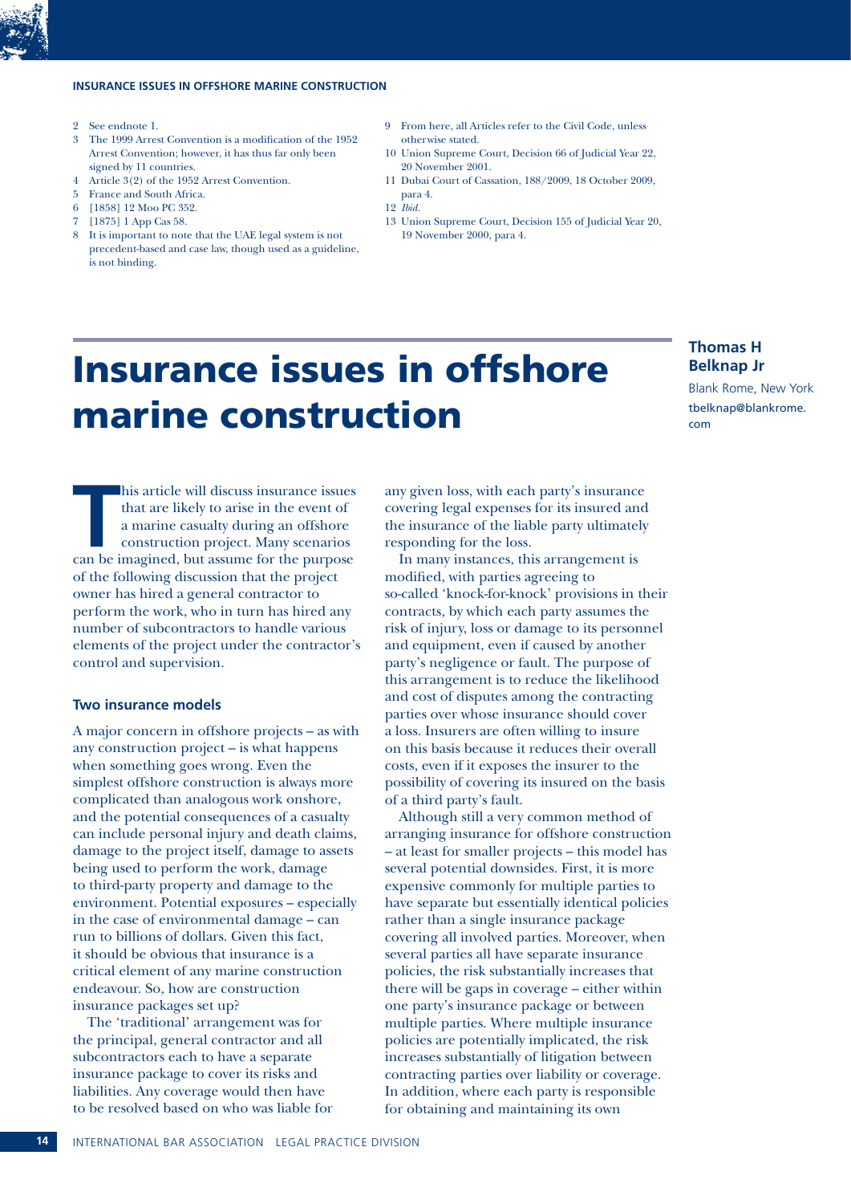2 See endnote 1.
3 The 1999 Arrest Convention is a modification of the 1952 Arrest Convention; however, it has thus far only been signed by 11 countries.
4 Article 3(2) of the 1952 Arrest Convention.
5 France and South Africa.
6 [1858] 12 Moo PC 352.
7 [1875] 1 App Cas 58.
8 It is important to note that the UAE legal system is not precedent-based and case law, though used as a guideline, is not binding.
9 From here, all Articles refer to the Civil Code, unless otherwise stated.
10 Union Supreme Court, Decision 66 of Judicial Year 22, 20 November 2001.
11 Dubai Court of Cassation, 188/2009, 18 October 2009, para 4.
12 *Ibid.*
13 Union Supreme Court, Decision 155 of Judicial Year 20, 19 November 2000, para 4.

# Insurance issues in offshore marine construction

**Thomas H Belknap Jr**
Blank Rome, New York
tbelknap@blankrome.com

This article will discuss insurance issues that are likely to arise in the event of a marine casualty during an offshore construction project. Many scenarios can be imagined, but assume for the purpose of the following discussion that the project owner has hired a general contractor to perform the work, who in turn has hired any number of subcontractors to handle various elements of the project under the contractor's control and supervision.

### Two insurance models

A major concern in offshore projects – as with any construction project – is what happens when something goes wrong. Even the simplest offshore construction is always more complicated than analogous work onshore, and the potential consequences of a casualty can include personal injury and death claims, damage to the project itself, damage to assets being used to perform the work, damage to third-party property and damage to the environment. Potential exposures – especially in the case of environmental damage – can run to billions of dollars. Given this fact, it should be obvious that insurance is a critical element of any marine construction endeavour. So, how are construction insurance packages set up?

The 'traditional' arrangement was for the principal, general contractor and all subcontractors each to have a separate insurance package to cover its risks and liabilities. Any coverage would then have to be resolved based on who was liable for any given loss, with each party's insurance covering legal expenses for its insured and the insurance of the liable party ultimately responding for the loss.

In many instances, this arrangement is modified, with parties agreeing to so-called 'knock-for-knock' provisions in their contracts, by which each party assumes the risk of injury, loss or damage to its personnel and equipment, even if caused by another party's negligence or fault. The purpose of this arrangement is to reduce the likelihood and cost of disputes among the contracting parties over whose insurance should cover a loss. Insurers are often willing to insure on this basis because it reduces their overall costs, even if it exposes the insurer to the possibility of covering its insured on the basis of a third party's fault.

Although still a very common method of arranging insurance for offshore construction – at least for smaller projects – this model has several potential downsides. First, it is more expensive commonly for multiple parties to have separate but essentially identical policies rather than a single insurance package covering all involved parties. Moreover, when several parties all have separate insurance policies, the risk substantially increases that there will be gaps in coverage – either within one party's insurance package or between multiple parties. Where multiple insurance policies are potentially implicated, the risk increases substantially of litigation between contracting parties over liability or coverage. In addition, where each party is responsible for obtaining and maintaining its own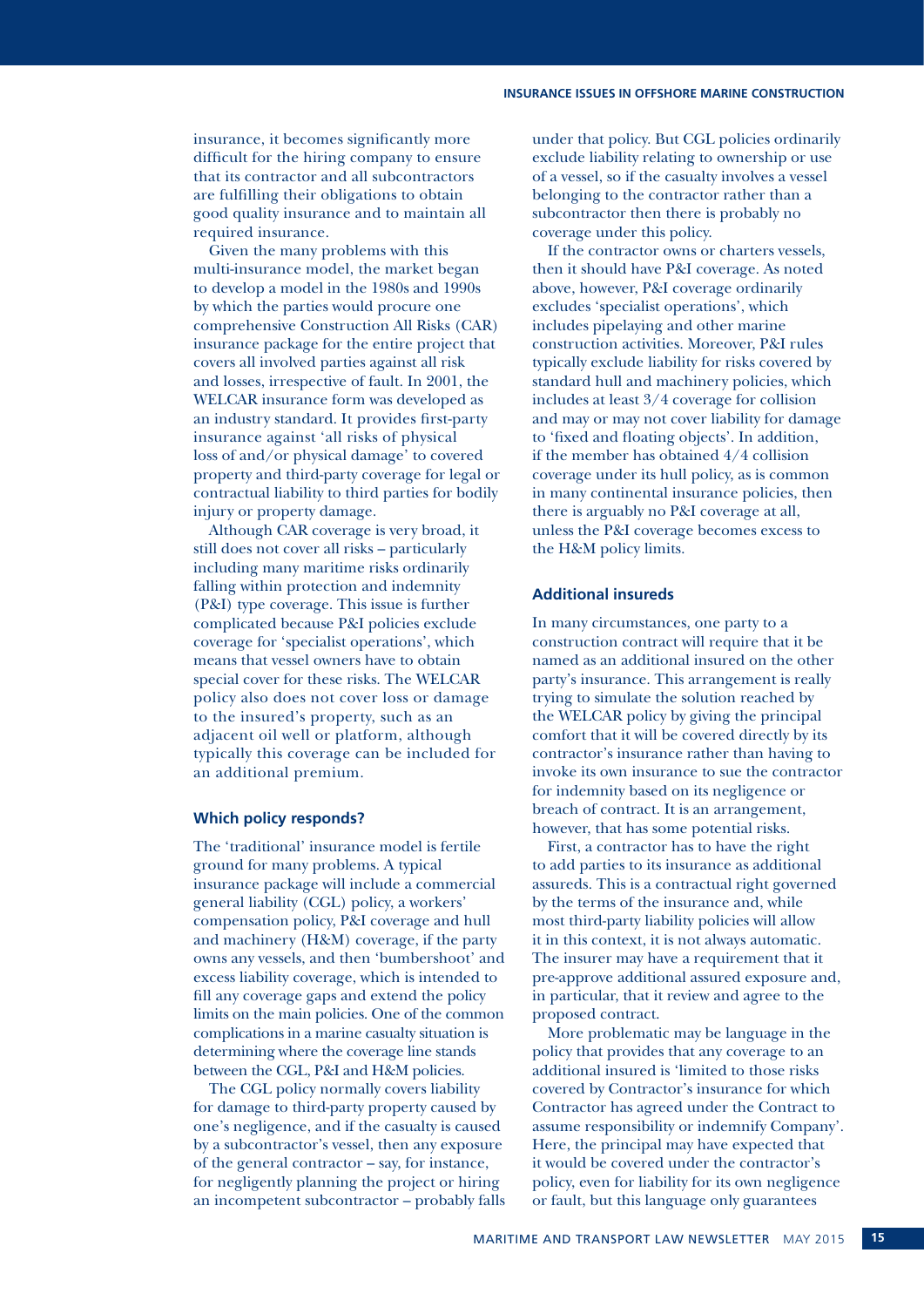insurance, it becomes significantly more difficult for the hiring company to ensure that its contractor and all subcontractors are fulfilling their obligations to obtain good quality insurance and to maintain all required insurance.

Given the many problems with this multi-insurance model, the market began to develop a model in the 1980s and 1990s by which the parties would procure one comprehensive Construction All Risks (CAR) insurance package for the entire project that covers all involved parties against all risk and losses, irrespective of fault. In 2001, the WELCAR insurance form was developed as an industry standard. It provides first-party insurance against 'all risks of physical loss of and/or physical damage' to covered property and third-party coverage for legal or contractual liability to third parties for bodily injury or property damage.

Although CAR coverage is very broad, it still does not cover all risks – particularly including many maritime risks ordinarily falling within protection and indemnity (P&I) type coverage. This issue is further complicated because P&I policies exclude coverage for 'specialist operations', which means that vessel owners have to obtain special cover for these risks. The WELCAR policy also does not cover loss or damage to the insured's property, such as an adjacent oil well or platform, although typically this coverage can be included for an additional premium.

### Which policy responds?

The 'traditional' insurance model is fertile ground for many problems. A typical insurance package will include a commercial general liability (CGL) policy, a workers' compensation policy, P&I coverage and hull and machinery (H&M) coverage, if the party owns any vessels, and then 'bumbershoot' and excess liability coverage, which is intended to fill any coverage gaps and extend the policy limits on the main policies. One of the common complications in a marine casualty situation is determining where the coverage line stands between the CGL, P&I and H&M policies.

The CGL policy normally covers liability for damage to third-party property caused by one's negligence, and if the casualty is caused by a subcontractor's vessel, then any exposure of the general contractor – say, for instance, for negligently planning the project or hiring an incompetent subcontractor – probably falls under that policy. But CGL policies ordinarily exclude liability relating to ownership or use of a vessel, so if the casualty involves a vessel belonging to the contractor rather than a subcontractor then there is probably no coverage under this policy.

If the contractor owns or charters vessels, then it should have P&I coverage. As noted above, however, P&I coverage ordinarily excludes 'specialist operations', which includes pipelaying and other marine construction activities. Moreover, P&I rules typically exclude liability for risks covered by standard hull and machinery policies, which includes at least 3/4 coverage for collision and may or may not cover liability for damage to 'fixed and floating objects'. In addition, if the member has obtained 4/4 collision coverage under its hull policy, as is common in many continental insurance policies, then there is arguably no P&I coverage at all, unless the P&I coverage becomes excess to the H&M policy limits.

### Additional insureds

In many circumstances, one party to a construction contract will require that it be named as an additional insured on the other party's insurance. This arrangement is really trying to simulate the solution reached by the WELCAR policy by giving the principal comfort that it will be covered directly by its contractor's insurance rather than having to invoke its own insurance to sue the contractor for indemnity based on its negligence or breach of contract. It is an arrangement, however, that has some potential risks.

First, a contractor has to have the right to add parties to its insurance as additional assureds. This is a contractual right governed by the terms of the insurance and, while most third-party liability policies will allow it in this context, it is not always automatic. The insurer may have a requirement that it pre-approve additional assured exposure and, in particular, that it review and agree to the proposed contract.

More problematic may be language in the policy that provides that any coverage to an additional insured is 'limited to those risks covered by Contractor's insurance for which Contractor has agreed under the Contract to assume responsibility or indemnify Company'. Here, the principal may have expected that it would be covered under the contractor's policy, even for liability for its own negligence or fault, but this language only guarantees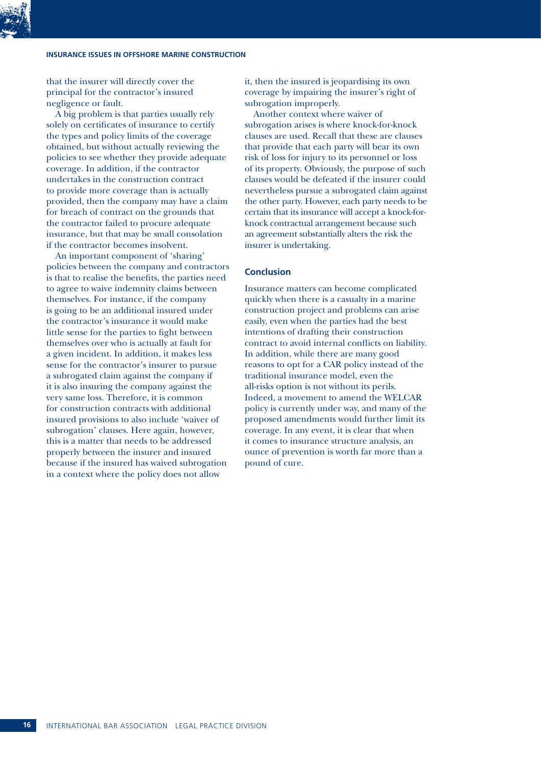that the insurer will directly cover the principal for the contractor's insured negligence or fault.

A big problem is that parties usually rely solely on certificates of insurance to certify the types and policy limits of the coverage obtained, but without actually reviewing the policies to see whether they provide adequate coverage. In addition, if the contractor undertakes in the construction contract to provide more coverage than is actually provided, then the company may have a claim for breach of contract on the grounds that the contractor failed to procure adequate insurance, but that may be small consolation if the contractor becomes insolvent.

An important component of 'sharing' policies between the company and contractors is that to realise the benefits, the parties need to agree to waive indemnity claims between themselves. For instance, if the company is going to be an additional insured under the contractor's insurance it would make little sense for the parties to fight between themselves over who is actually at fault for a given incident. In addition, it makes less sense for the contractor's insurer to pursue a subrogated claim against the company if it is also insuring the company against the very same loss. Therefore, it is common for construction contracts with additional insured provisions to also include 'waiver of subrogation' clauses. Here again, however, this is a matter that needs to be addressed properly between the insurer and insured because if the insured has waived subrogation in a context where the policy does not allow it, then the insured is jeopardising its own coverage by impairing the insurer's right of subrogation improperly.

Another context where waiver of subrogation arises is where knock-for-knock clauses are used. Recall that these are clauses that provide that each party will bear its own risk of loss for injury to its personnel or loss of its property. Obviously, the purpose of such clauses would be defeated if the insurer could nevertheless pursue a subrogated claim against the other party. However, each party needs to be certain that its insurance will accept a knock-for-knock contractual arrangement because such an agreement substantially alters the risk the insurer is undertaking.

### Conclusion

Insurance matters can become complicated quickly when there is a casualty in a marine construction project and problems can arise easily, even when the parties had the best intentions of drafting their construction contract to avoid internal conflicts on liability. In addition, while there are many good reasons to opt for a CAR policy instead of the traditional insurance model, even the all-risks option is not without its perils. Indeed, a movement to amend the WELCAR policy is currently under way, and many of the proposed amendments would further limit its coverage. In any event, it is clear that when it comes to insurance structure analysis, an ounce of prevention is worth far more than a pound of cure.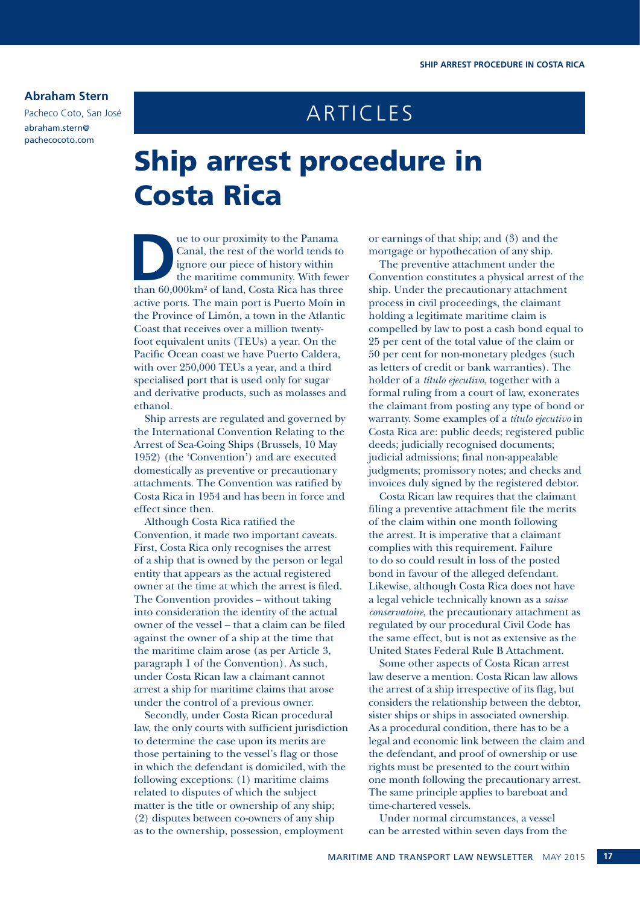**Abraham Stern**

Pacheco Coto, San José

abraham.stern@pachecocoto.com

ARTICLES

# Ship arrest procedure in Costa Rica

Due to our proximity to the Panama Canal, the rest of the world tends to ignore our piece of history within the maritime community. With fewer than 60,000km² of land, Costa Rica has three active ports. The main port is Puerto Moín in the Province of Limón, a town in the Atlantic Coast that receives over a million twenty-foot equivalent units (TEUs) a year. On the Pacific Ocean coast we have Puerto Caldera, with over 250,000 TEUs a year, and a third specialised port that is used only for sugar and derivative products, such as molasses and ethanol.

Ship arrests are regulated and governed by the International Convention Relating to the Arrest of Sea-Going Ships (Brussels, 10 May 1952) (the 'Convention') and are executed domestically as preventive or precautionary attachments. The Convention was ratified by Costa Rica in 1954 and has been in force and effect since then.

Although Costa Rica ratified the Convention, it made two important caveats. First, Costa Rica only recognises the arrest of a ship that is owned by the person or legal entity that appears as the actual registered owner at the time at which the arrest is filed. The Convention provides – without taking into consideration the identity of the actual owner of the vessel – that a claim can be filed against the owner of a ship at the time that the maritime claim arose (as per Article 3, paragraph 1 of the Convention). As such, under Costa Rican law a claimant cannot arrest a ship for maritime claims that arose under the control of a previous owner.

Secondly, under Costa Rican procedural law, the only courts with sufficient jurisdiction to determine the case upon its merits are those pertaining to the vessel's flag or those in which the defendant is domiciled, with the following exceptions: (1) maritime claims related to disputes of which the subject matter is the title or ownership of any ship; (2) disputes between co-owners of any ship as to the ownership, possession, employment or earnings of that ship; and (3) and the mortgage or hypothecation of any ship.

The preventive attachment under the Convention constitutes a physical arrest of the ship. Under the precautionary attachment process in civil proceedings, the claimant holding a legitimate maritime claim is compelled by law to post a cash bond equal to 25 per cent of the total value of the claim or 50 per cent for non-monetary pledges (such as letters of credit or bank warranties). The holder of a *título ejecutivo*, together with a formal ruling from a court of law, exonerates the claimant from posting any type of bond or warranty. Some examples of a *título ejecutivo* in Costa Rica are: public deeds; registered public deeds; judicially recognised documents; judicial admissions; final non-appealable judgments; promissory notes; and checks and invoices duly signed by the registered debtor.

Costa Rican law requires that the claimant filing a preventive attachment file the merits of the claim within one month following the arrest. It is imperative that a claimant complies with this requirement. Failure to do so could result in loss of the posted bond in favour of the alleged defendant. Likewise, although Costa Rica does not have a legal vehicle technically known as a *saisse conservatoire*, the precautionary attachment as regulated by our procedural Civil Code has the same effect, but is not as extensive as the United States Federal Rule B Attachment.

Some other aspects of Costa Rican arrest law deserve a mention. Costa Rican law allows the arrest of a ship irrespective of its flag, but considers the relationship between the debtor, sister ships or ships in associated ownership. As a procedural condition, there has to be a legal and economic link between the claim and the defendant, and proof of ownership or use rights must be presented to the court within one month following the precautionary arrest. The same principle applies to bareboat and time-chartered vessels.

Under normal circumstances, a vessel can be arrested within seven days from the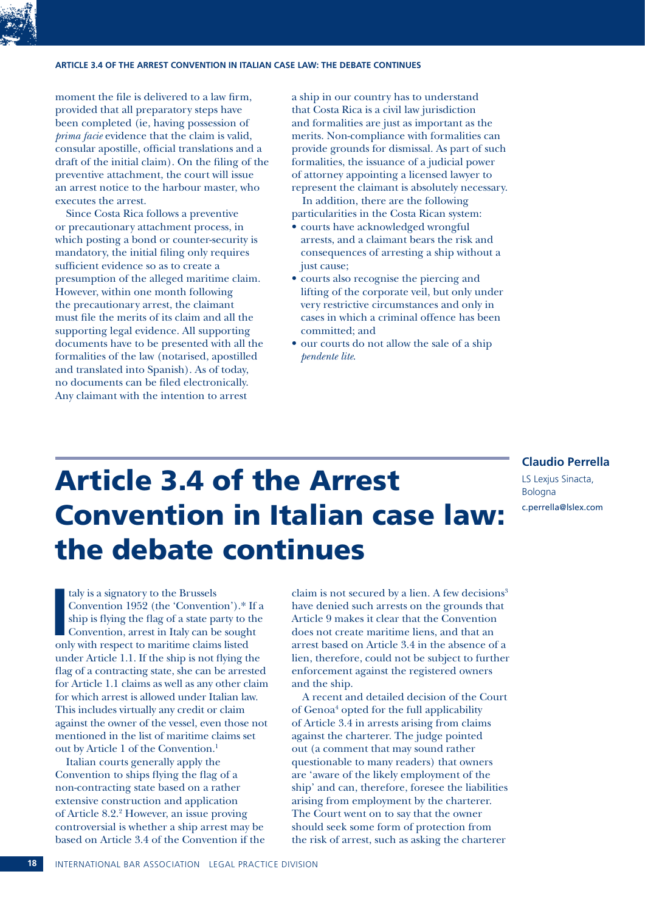moment the file is delivered to a law firm, provided that all preparatory steps have been completed (ie, having possession of *prima facie* evidence that the claim is valid, consular apostille, official translations and a draft of the initial claim). On the filing of the preventive attachment, the court will issue an arrest notice to the harbour master, who executes the arrest.

Since Costa Rica follows a preventive or precautionary attachment process, in which posting a bond or counter-security is mandatory, the initial filing only requires sufficient evidence so as to create a presumption of the alleged maritime claim. However, within one month following the precautionary arrest, the claimant must file the merits of its claim and all the supporting legal evidence. All supporting documents have to be presented with all the formalities of the law (notarised, apostilled and translated into Spanish). As of today, no documents can be filed electronically. Any claimant with the intention to arrest a ship in our country has to understand that Costa Rica is a civil law jurisdiction and formalities are just as important as the merits. Non-compliance with formalities can provide grounds for dismissal. As part of such formalities, the issuance of a judicial power of attorney appointing a licensed lawyer to represent the claimant is absolutely necessary.

In addition, there are the following particularities in the Costa Rican system:

- courts have acknowledged wrongful arrests, and a claimant bears the risk and consequences of arresting a ship without a just cause;
- courts also recognise the piercing and lifting of the corporate veil, but only under very restrictive circumstances and only in cases in which a criminal offence has been committed; and
- our courts do not allow the sale of a ship *pendente lite*.

# Article 3.4 of the Arrest Convention in Italian case law: the debate continues

**Claudio Perrella**
LS Lexjus Sinacta, Bologna
c.perrella@lslex.com

Italy is a signatory to the Brussels Convention 1952 (the 'Convention').* If a ship is flying the flag of a state party to the Convention, arrest in Italy can be sought only with respect to maritime claims listed under Article 1.1. If the ship is not flying the flag of a contracting state, she can be arrested for Article 1.1 claims as well as any other claim for which arrest is allowed under Italian law. This includes virtually any credit or claim against the owner of the vessel, even those not mentioned in the list of maritime claims set out by Article 1 of the Convention.[1]

Italian courts generally apply the Convention to ships flying the flag of a non-contracting state based on a rather extensive construction and application of Article 8.2.[2] However, an issue proving controversial is whether a ship arrest may be based on Article 3.4 of the Convention if the claim is not secured by a lien. A few decisions[3] have denied such arrests on the grounds that Article 9 makes it clear that the Convention does not create maritime liens, and that an arrest based on Article 3.4 in the absence of a lien, therefore, could not be subject to further enforcement against the registered owners and the ship.

A recent and detailed decision of the Court of Genoa[4] opted for the full applicability of Article 3.4 in arrests arising from claims against the charterer. The judge pointed out (a comment that may sound rather questionable to many readers) that owners are 'aware of the likely employment of the ship' and can, therefore, foresee the liabilities arising from employment by the charterer. The Court went on to say that the owner should seek some form of protection from the risk of arrest, such as asking the charterer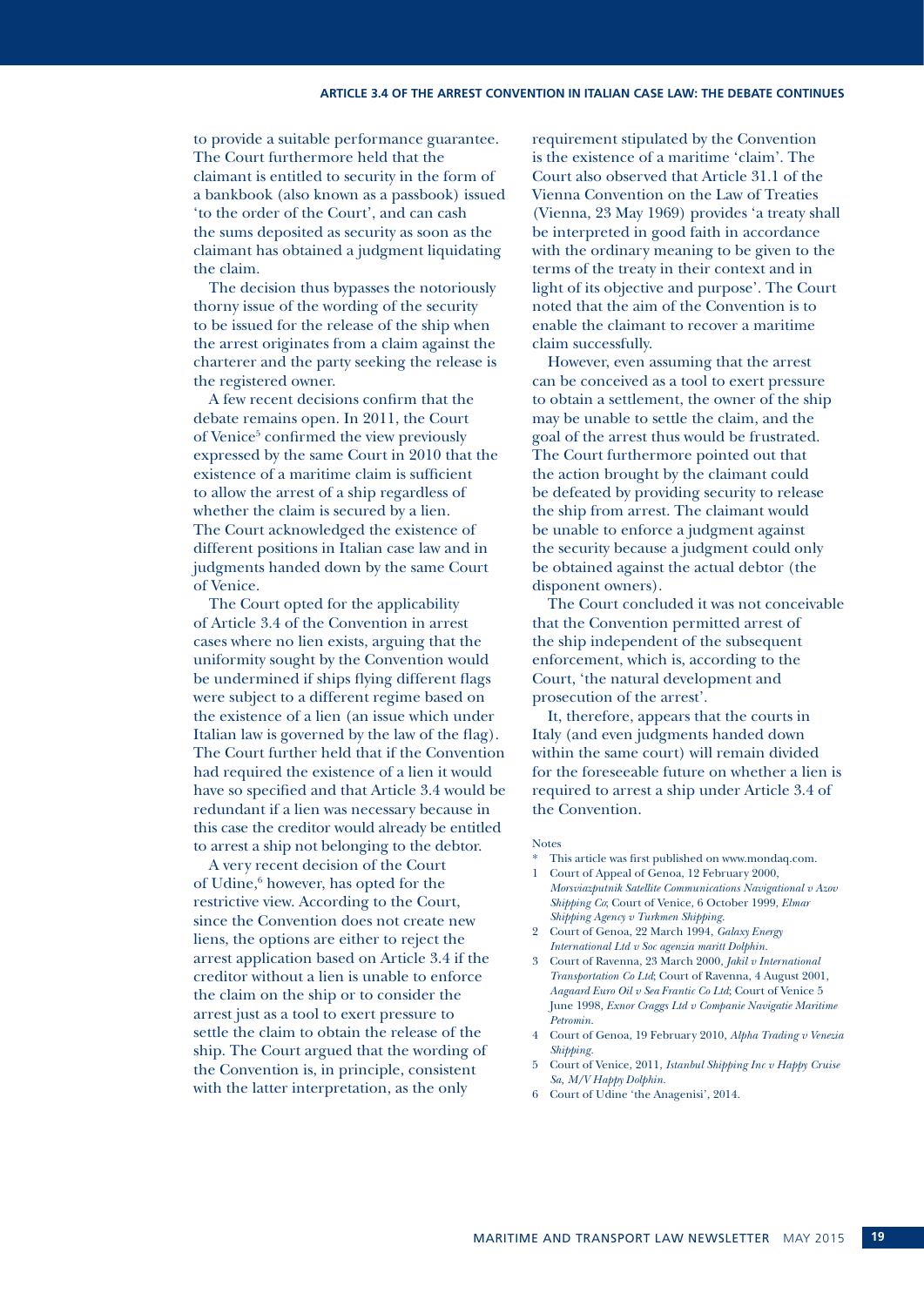to provide a suitable performance guarantee. The Court furthermore held that the claimant is entitled to security in the form of a bankbook (also known as a passbook) issued 'to the order of the Court', and can cash the sums deposited as security as soon as the claimant has obtained a judgment liquidating the claim.

The decision thus bypasses the notoriously thorny issue of the wording of the security to be issued for the release of the ship when the arrest originates from a claim against the charterer and the party seeking the release is the registered owner.

A few recent decisions confirm that the debate remains open. In 2011, the Court of Venice[5] confirmed the view previously expressed by the same Court in 2010 that the existence of a maritime claim is sufficient to allow the arrest of a ship regardless of whether the claim is secured by a lien. The Court acknowledged the existence of different positions in Italian case law and in judgments handed down by the same Court of Venice.

The Court opted for the applicability of Article 3.4 of the Convention in arrest cases where no lien exists, arguing that the uniformity sought by the Convention would be undermined if ships flying different flags were subject to a different regime based on the existence of a lien (an issue which under Italian law is governed by the law of the flag). The Court further held that if the Convention had required the existence of a lien it would have so specified and that Article 3.4 would be redundant if a lien was necessary because in this case the creditor would already be entitled to arrest a ship not belonging to the debtor.

A very recent decision of the Court of Udine,[6] however, has opted for the restrictive view. According to the Court, since the Convention does not create new liens, the options are either to reject the arrest application based on Article 3.4 if the creditor without a lien is unable to enforce the claim on the ship or to consider the arrest just as a tool to exert pressure to settle the claim to obtain the release of the ship. The Court argued that the wording of the Convention is, in principle, consistent with the latter interpretation, as the only requirement stipulated by the Convention is the existence of a maritime 'claim'. The Court also observed that Article 31.1 of the Vienna Convention on the Law of Treaties (Vienna, 23 May 1969) provides 'a treaty shall be interpreted in good faith in accordance with the ordinary meaning to be given to the terms of the treaty in their context and in light of its objective and purpose'. The Court noted that the aim of the Convention is to enable the claimant to recover a maritime claim successfully.

However, even assuming that the arrest can be conceived as a tool to exert pressure to obtain a settlement, the owner of the ship may be unable to settle the claim, and the goal of the arrest thus would be frustrated. The Court furthermore pointed out that the action brought by the claimant could be defeated by providing security to release the ship from arrest. The claimant would be unable to enforce a judgment against the security because a judgment could only be obtained against the actual debtor (the disponent owners).

The Court concluded it was not conceivable that the Convention permitted arrest of the ship independent of the subsequent enforcement, which is, according to the Court, 'the natural development and prosecution of the arrest'.

It, therefore, appears that the courts in Italy (and even judgments handed down within the same court) will remain divided for the foreseeable future on whether a lien is required to arrest a ship under Article 3.4 of the Convention.

Notes

\* This article was first published on www.mondaq.com.

1 Court of Appeal of Genoa, 12 February 2000, *Morsviazputnik Satellite Communications Navigational v Azov Shipping Co*; Court of Venice, 6 October 1999, *Elmar Shipping Agency v Turkmen Shipping*.

2 Court of Genoa, 22 March 1994, *Galaxy Energy International Ltd v Soc agenzia maritt Dolphin*.

3 Court of Ravenna, 23 March 2000, *Jakil v International Transportation Co Ltd*; Court of Ravenna, 4 August 2001, *Aagaard Euro Oil v Sea Frantic Co Ltd*; Court of Venice 5 June 1998, *Exnor Craggs Ltd v Companie Navigatie Maritime Petromin*.

4 Court of Genoa, 19 February 2010, *Alpha Trading v Venezia Shipping*.

5 Court of Venice, 2011, *Istanbul Shipping Inc v Happy Cruise Sa, M/V Happy Dolphin*.

6 Court of Udine 'the Anagenisi', 2014.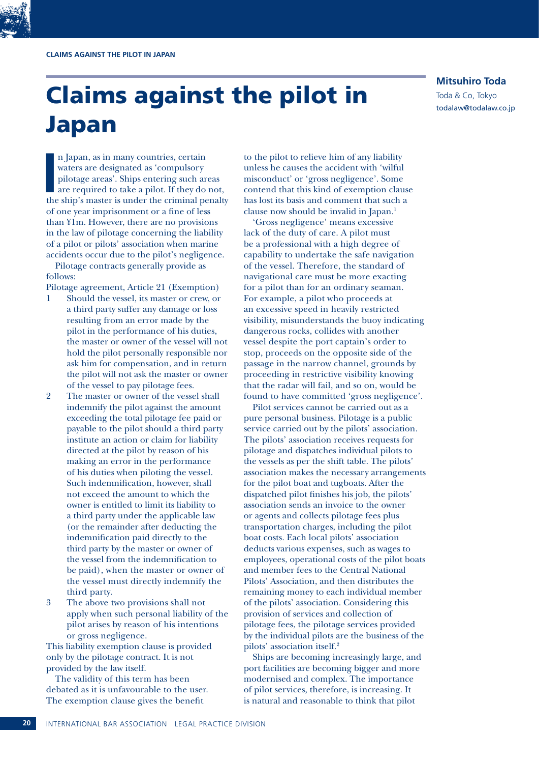# Claims against the pilot in Japan

**Mitsuhiro Toda**
Toda & Co, Tokyo
todalaw@todalaw.co.jp

In Japan, as in many countries, certain waters are designated as 'compulsory pilotage areas'. Ships entering such areas are required to take a pilot. If they do not, the ship's master is under the criminal penalty of one year imprisonment or a fine of less than ¥1m. However, there are no provisions in the law of pilotage concerning the liability of a pilot or pilots' association when marine accidents occur due to the pilot's negligence.

Pilotage contracts generally provide as follows:

Pilotage agreement, Article 21 (Exemption)

1. Should the vessel, its master or crew, or a third party suffer any damage or loss resulting from an error made by the pilot in the performance of his duties, the master or owner of the vessel will not hold the pilot personally responsible nor ask him for compensation, and in return the pilot will not ask the master or owner of the vessel to pay pilotage fees.
2. The master or owner of the vessel shall indemnify the pilot against the amount exceeding the total pilotage fee paid or payable to the pilot should a third party institute an action or claim for liability directed at the pilot by reason of his making an error in the performance of his duties when piloting the vessel. Such indemnification, however, shall not exceed the amount to which the owner is entitled to limit its liability to a third party under the applicable law (or the remainder after deducting the indemnification paid directly to the third party by the master or owner of the vessel from the indemnification to be paid), when the master or owner of the vessel must directly indemnify the third party.
3. The above two provisions shall not apply when such personal liability of the pilot arises by reason of his intentions or gross negligence.

This liability exemption clause is provided only by the pilotage contract. It is not provided by the law itself.

The validity of this term has been debated as it is unfavourable to the user. The exemption clause gives the benefit to the pilot to relieve him of any liability unless he causes the accident with 'wilful misconduct' or 'gross negligence'. Some contend that this kind of exemption clause has lost its basis and comment that such a clause now should be invalid in Japan.[1]

'Gross negligence' means excessive lack of the duty of care. A pilot must be a professional with a high degree of capability to undertake the safe navigation of the vessel. Therefore, the standard of navigational care must be more exacting for a pilot than for an ordinary seaman. For example, a pilot who proceeds at an excessive speed in heavily restricted visibility, misunderstands the buoy indicating dangerous rocks, collides with another vessel despite the port captain's order to stop, proceeds on the opposite side of the passage in the narrow channel, grounds by proceeding in restrictive visibility knowing that the radar will fail, and so on, would be found to have committed 'gross negligence'.

Pilot services cannot be carried out as a pure personal business. Pilotage is a public service carried out by the pilots' association. The pilots' association receives requests for pilotage and dispatches individual pilots to the vessels as per the shift table. The pilots' association makes the necessary arrangements for the pilot boat and tugboats. After the dispatched pilot finishes his job, the pilots' association sends an invoice to the owner or agents and collects pilotage fees plus transportation charges, including the pilot boat costs. Each local pilots' association deducts various expenses, such as wages to employees, operational costs of the pilot boats and member fees to the Central National Pilots' Association, and then distributes the remaining money to each individual member of the pilots' association. Considering this provision of services and collection of pilotage fees, the pilotage services provided by the individual pilots are the business of the pilots' association itself.[2]

Ships are becoming increasingly large, and port facilities are becoming bigger and more modernised and complex. The importance of pilot services, therefore, is increasing. It is natural and reasonable to think that pilot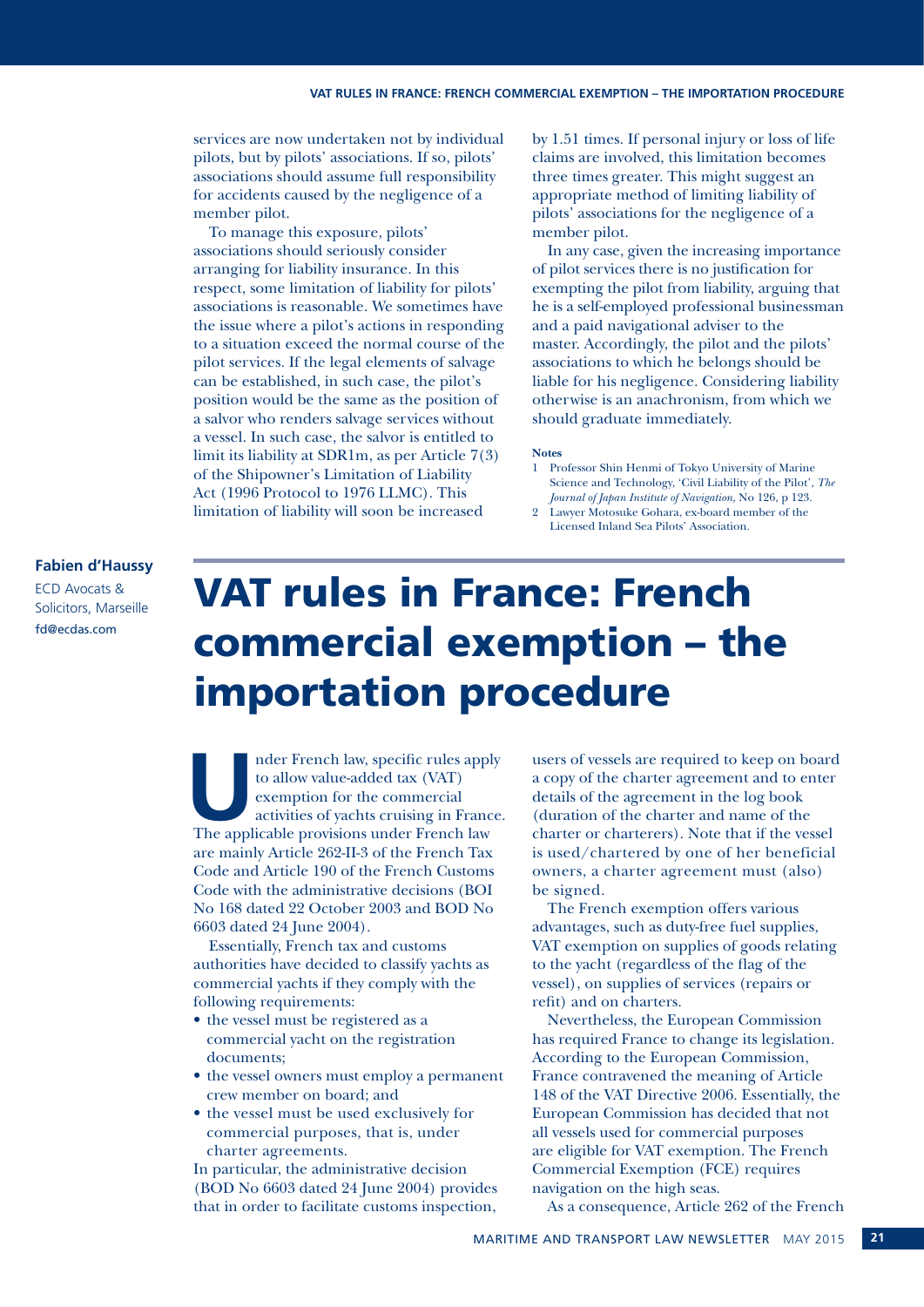services are now undertaken not by individual pilots, but by pilots' associations. If so, pilots' associations should assume full responsibility for accidents caused by the negligence of a member pilot.

To manage this exposure, pilots' associations should seriously consider arranging for liability insurance. In this respect, some limitation of liability for pilots' associations is reasonable. We sometimes have the issue where a pilot's actions in responding to a situation exceed the normal course of the pilot services. If the legal elements of salvage can be established, in such case, the pilot's position would be the same as the position of a salvor who renders salvage services without a vessel. In such case, the salvor is entitled to limit its liability at SDR1m, as per Article 7(3) of the Shipowner's Limitation of Liability Act (1996 Protocol to 1976 LLMC). This limitation of liability will soon be increased by 1.51 times. If personal injury or loss of life claims are involved, this limitation becomes three times greater. This might suggest an appropriate method of limiting liability of pilots' associations for the negligence of a member pilot.

In any case, given the increasing importance of pilot services there is no justification for exempting the pilot from liability, arguing that he is a self-employed professional businessman and a paid navigational adviser to the master. Accordingly, the pilot and the pilots' associations to which he belongs should be liable for his negligence. Considering liability otherwise is an anachronism, from which we should graduate immediately.

**Notes**

1 Professor Shin Henmi of Tokyo University of Marine Science and Technology, 'Civil Liability of the Pilot', *The Journal of Japan Institute of Navigation*, No 126, p 123.

2 Lawyer Motosuke Gohara, ex-board member of the Licensed Inland Sea Pilots' Association.

**Fabien d'Haussy**
ECD Avocats & Solicitors, Marseille
fd@ecdas.com

# VAT rules in France: French commercial exemption – the importation procedure

Under French law, specific rules apply to allow value-added tax (VAT) exemption for the commercial activities of yachts cruising in France. The applicable provisions under French law are mainly Article 262-II-3 of the French Tax Code and Article 190 of the French Customs Code with the administrative decisions (BOI No 168 dated 22 October 2003 and BOD No 6603 dated 24 June 2004).

Essentially, French tax and customs authorities have decided to classify yachts as commercial yachts if they comply with the following requirements:

- the vessel must be registered as a commercial yacht on the registration documents;
- the vessel owners must employ a permanent crew member on board; and
- the vessel must be used exclusively for commercial purposes, that is, under charter agreements.

In particular, the administrative decision (BOD No 6603 dated 24 June 2004) provides that in order to facilitate customs inspection, users of vessels are required to keep on board a copy of the charter agreement and to enter details of the agreement in the log book (duration of the charter and name of the charter or charterers). Note that if the vessel is used/chartered by one of her beneficial owners, a charter agreement must (also) be signed.

The French exemption offers various advantages, such as duty-free fuel supplies, VAT exemption on supplies of goods relating to the yacht (regardless of the flag of the vessel), on supplies of services (repairs or refit) and on charters.

Nevertheless, the European Commission has required France to change its legislation. According to the European Commission, France contravened the meaning of Article 148 of the VAT Directive 2006. Essentially, the European Commission has decided that not all vessels used for commercial purposes are eligible for VAT exemption. The French Commercial Exemption (FCE) requires navigation on the high seas.

As a consequence, Article 262 of the French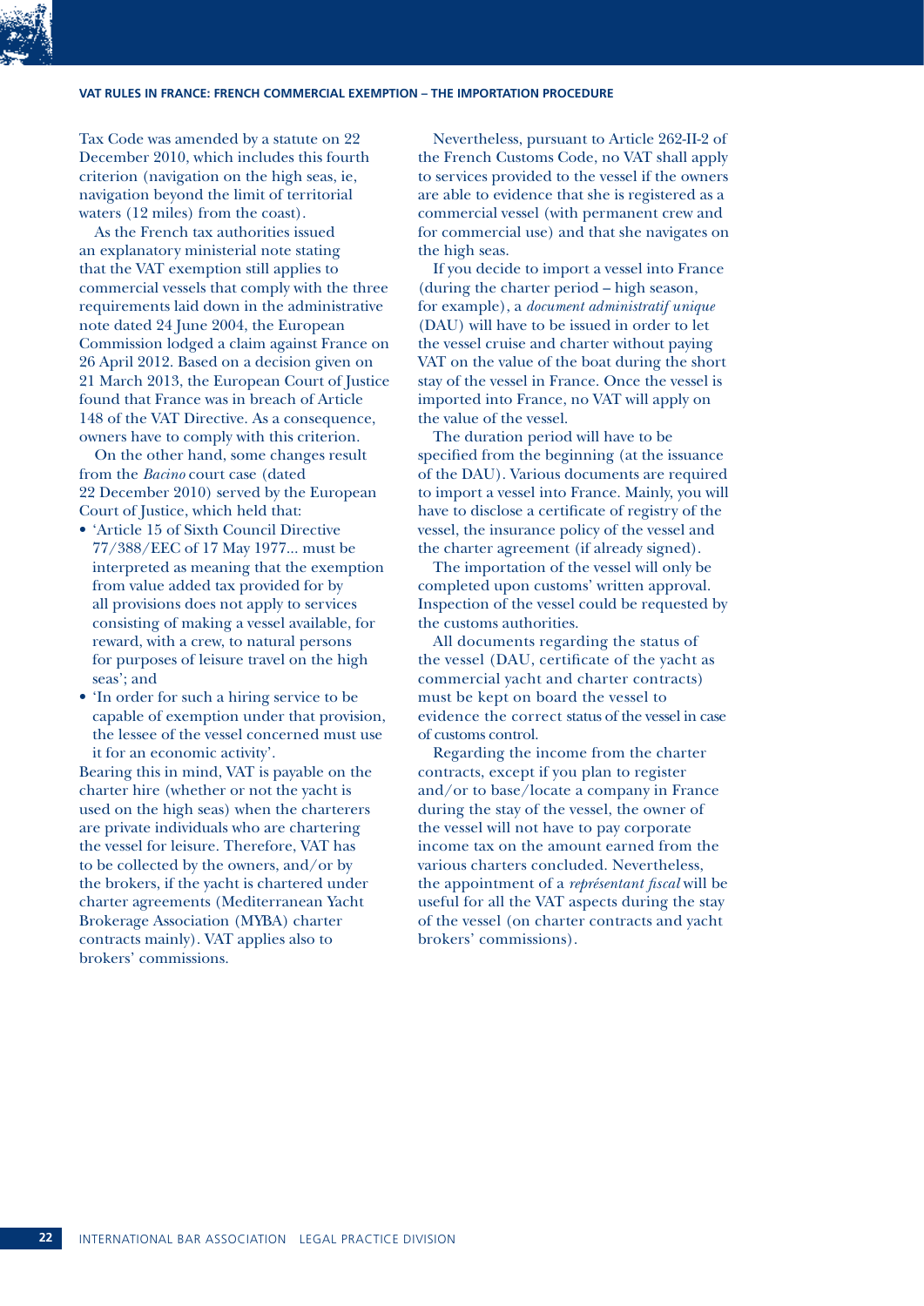Tax Code was amended by a statute on 22 December 2010, which includes this fourth criterion (navigation on the high seas, ie, navigation beyond the limit of territorial waters (12 miles) from the coast).

As the French tax authorities issued an explanatory ministerial note stating that the VAT exemption still applies to commercial vessels that comply with the three requirements laid down in the administrative note dated 24 June 2004, the European Commission lodged a claim against France on 26 April 2012. Based on a decision given on 21 March 2013, the European Court of Justice found that France was in breach of Article 148 of the VAT Directive. As a consequence, owners have to comply with this criterion.

On the other hand, some changes result from the *Bacino* court case (dated 22 December 2010) served by the European Court of Justice, which held that:

- 'Article 15 of Sixth Council Directive 77/388/EEC of 17 May 1977... must be interpreted as meaning that the exemption from value added tax provided for by all provisions does not apply to services consisting of making a vessel available, for reward, with a crew, to natural persons for purposes of leisure travel on the high seas'; and
- 'In order for such a hiring service to be capable of exemption under that provision, the lessee of the vessel concerned must use it for an economic activity'.

Bearing this in mind, VAT is payable on the charter hire (whether or not the yacht is used on the high seas) when the charterers are private individuals who are chartering the vessel for leisure. Therefore, VAT has to be collected by the owners, and/or by the brokers, if the yacht is chartered under charter agreements (Mediterranean Yacht Brokerage Association (MYBA) charter contracts mainly). VAT applies also to brokers' commissions.

Nevertheless, pursuant to Article 262-II-2 of the French Customs Code, no VAT shall apply to services provided to the vessel if the owners are able to evidence that she is registered as a commercial vessel (with permanent crew and for commercial use) and that she navigates on the high seas.

If you decide to import a vessel into France (during the charter period – high season, for example), a *document administratif unique* (DAU) will have to be issued in order to let the vessel cruise and charter without paying VAT on the value of the boat during the short stay of the vessel in France. Once the vessel is imported into France, no VAT will apply on the value of the vessel.

The duration period will have to be specified from the beginning (at the issuance of the DAU). Various documents are required to import a vessel into France. Mainly, you will have to disclose a certificate of registry of the vessel, the insurance policy of the vessel and the charter agreement (if already signed).

The importation of the vessel will only be completed upon customs' written approval. Inspection of the vessel could be requested by the customs authorities.

All documents regarding the status of the vessel (DAU, certificate of the yacht as commercial yacht and charter contracts) must be kept on board the vessel to evidence the correct status of the vessel in case of customs control.

Regarding the income from the charter contracts, except if you plan to register and/or to base/locate a company in France during the stay of the vessel, the owner of the vessel will not have to pay corporate income tax on the amount earned from the various charters concluded. Nevertheless, the appointment of a *représentant fiscal* will be useful for all the VAT aspects during the stay of the vessel (on charter contracts and yacht brokers' commissions).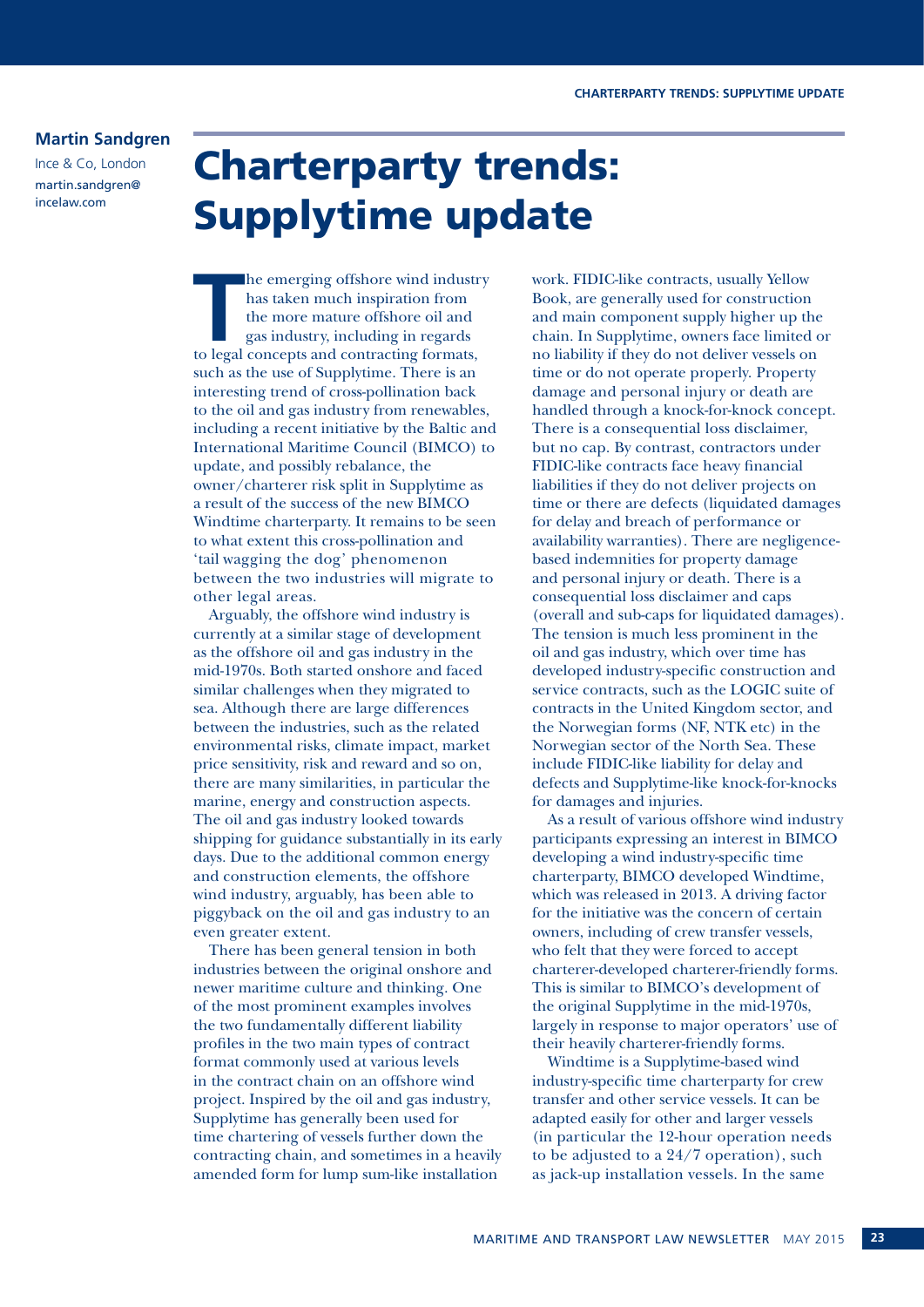**Martin Sandgren**

Ince & Co, London

martin.sandgren@incelaw.com

# Charterparty trends: Supplytime update

The emerging offshore wind industry has taken much inspiration from the more mature offshore oil and gas industry, including in regards to legal concepts and contracting formats, such as the use of Supplytime. There is an interesting trend of cross-pollination back to the oil and gas industry from renewables, including a recent initiative by the Baltic and International Maritime Council (BIMCO) to update, and possibly rebalance, the owner/charterer risk split in Supplytime as a result of the success of the new BIMCO Windtime charterparty. It remains to be seen to what extent this cross-pollination and 'tail wagging the dog' phenomenon between the two industries will migrate to other legal areas.

Arguably, the offshore wind industry is currently at a similar stage of development as the offshore oil and gas industry in the mid-1970s. Both started onshore and faced similar challenges when they migrated to sea. Although there are large differences between the industries, such as the related environmental risks, climate impact, market price sensitivity, risk and reward and so on, there are many similarities, in particular the marine, energy and construction aspects. The oil and gas industry looked towards shipping for guidance substantially in its early days. Due to the additional common energy and construction elements, the offshore wind industry, arguably, has been able to piggyback on the oil and gas industry to an even greater extent.

There has been general tension in both industries between the original onshore and newer maritime culture and thinking. One of the most prominent examples involves the two fundamentally different liability profiles in the two main types of contract format commonly used at various levels in the contract chain on an offshore wind project. Inspired by the oil and gas industry, Supplytime has generally been used for time chartering of vessels further down the contracting chain, and sometimes in a heavily amended form for lump sum-like installation work. FIDIC-like contracts, usually Yellow Book, are generally used for construction and main component supply higher up the chain. In Supplytime, owners face limited or no liability if they do not deliver vessels on time or do not operate properly. Property damage and personal injury or death are handled through a knock-for-knock concept. There is a consequential loss disclaimer, but no cap. By contrast, contractors under FIDIC-like contracts face heavy financial liabilities if they do not deliver projects on time or there are defects (liquidated damages for delay and breach of performance or availability warranties). There are negligence-based indemnities for property damage and personal injury or death. There is a consequential loss disclaimer and caps (overall and sub-caps for liquidated damages). The tension is much less prominent in the oil and gas industry, which over time has developed industry-specific construction and service contracts, such as the LOGIC suite of contracts in the United Kingdom sector, and the Norwegian forms (NF, NTK etc) in the Norwegian sector of the North Sea. These include FIDIC-like liability for delay and defects and Supplytime-like knock-for-knocks for damages and injuries.

As a result of various offshore wind industry participants expressing an interest in BIMCO developing a wind industry-specific time charterparty, BIMCO developed Windtime, which was released in 2013. A driving factor for the initiative was the concern of certain owners, including of crew transfer vessels, who felt that they were forced to accept charterer-developed charterer-friendly forms. This is similar to BIMCO's development of the original Supplytime in the mid-1970s, largely in response to major operators' use of their heavily charterer-friendly forms.

Windtime is a Supplytime-based wind industry-specific time charterparty for crew transfer and other service vessels. It can be adapted easily for other and larger vessels (in particular the 12-hour operation needs to be adjusted to a 24/7 operation), such as jack-up installation vessels. In the same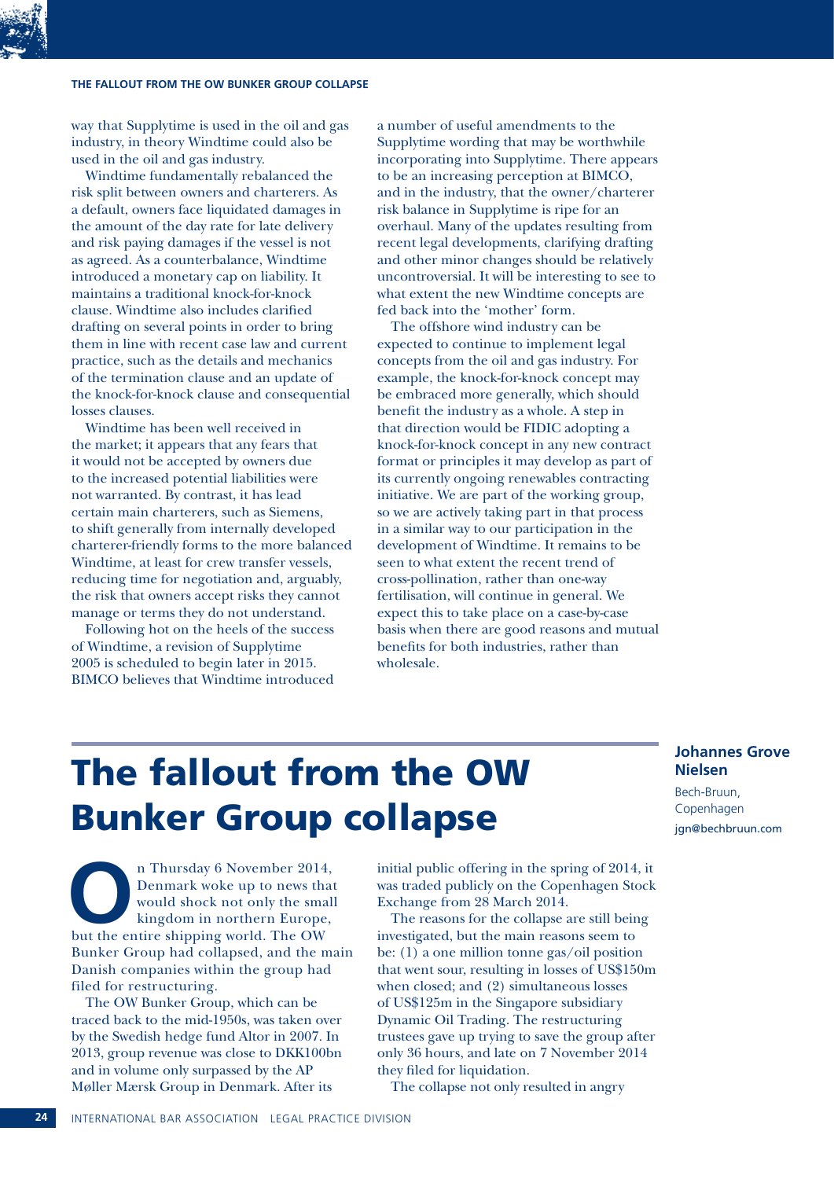way that Supplytime is used in the oil and gas industry, in theory Windtime could also be used in the oil and gas industry.

Windtime fundamentally rebalanced the risk split between owners and charterers. As a default, owners face liquidated damages in the amount of the day rate for late delivery and risk paying damages if the vessel is not as agreed. As a counterbalance, Windtime introduced a monetary cap on liability. It maintains a traditional knock-for-knock clause. Windtime also includes clarified drafting on several points in order to bring them in line with recent case law and current practice, such as the details and mechanics of the termination clause and an update of the knock-for-knock clause and consequential losses clauses.

Windtime has been well received in the market; it appears that any fears that it would not be accepted by owners due to the increased potential liabilities were not warranted. By contrast, it has lead certain main charterers, such as Siemens, to shift generally from internally developed charterer-friendly forms to the more balanced Windtime, at least for crew transfer vessels, reducing time for negotiation and, arguably, the risk that owners accept risks they cannot manage or terms they do not understand.

Following hot on the heels of the success of Windtime, a revision of Supplytime 2005 is scheduled to begin later in 2015. BIMCO believes that Windtime introduced a number of useful amendments to the Supplytime wording that may be worthwhile incorporating into Supplytime. There appears to be an increasing perception at BIMCO, and in the industry, that the owner/charterer risk balance in Supplytime is ripe for an overhaul. Many of the updates resulting from recent legal developments, clarifying drafting and other minor changes should be relatively uncontroversial. It will be interesting to see to what extent the new Windtime concepts are fed back into the 'mother' form.

The offshore wind industry can be expected to continue to implement legal concepts from the oil and gas industry. For example, the knock-for-knock concept may be embraced more generally, which should benefit the industry as a whole. A step in that direction would be FIDIC adopting a knock-for-knock concept in any new contract format or principles it may develop as part of its currently ongoing renewables contracting initiative. We are part of the working group, so we are actively taking part in that process in a similar way to our participation in the development of Windtime. It remains to be seen to what extent the recent trend of cross-pollination, rather than one-way fertilisation, will continue in general. We expect this to take place on a case-by-case basis when there are good reasons and mutual benefits for both industries, rather than wholesale.

# The fallout from the OW Bunker Group collapse

**Johannes Grove Nielsen**
Bech-Bruun, Copenhagen
jgn@bechbruun.com

On Thursday 6 November 2014, Denmark woke up to news that would shock not only the small kingdom in northern Europe, but the entire shipping world. The OW Bunker Group had collapsed, and the main Danish companies within the group had filed for restructuring.

The OW Bunker Group, which can be traced back to the mid-1950s, was taken over by the Swedish hedge fund Altor in 2007. In 2013, group revenue was close to DKK100bn and in volume only surpassed by the AP Møller Mærsk Group in Denmark. After its initial public offering in the spring of 2014, it was traded publicly on the Copenhagen Stock Exchange from 28 March 2014.

The reasons for the collapse are still being investigated, but the main reasons seem to be: (1) a one million tonne gas/oil position that went sour, resulting in losses of US$150m when closed; and (2) simultaneous losses of US$125m in the Singapore subsidiary Dynamic Oil Trading. The restructuring trustees gave up trying to save the group after only 36 hours, and late on 7 November 2014 they filed for liquidation.

The collapse not only resulted in angry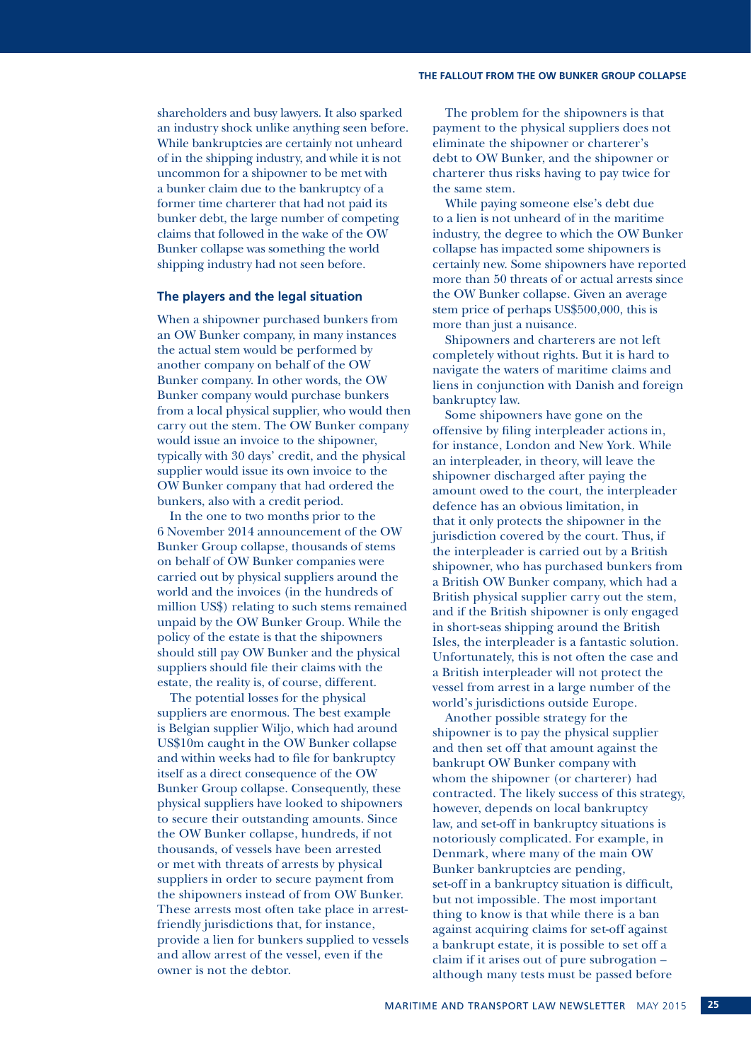shareholders and busy lawyers. It also sparked an industry shock unlike anything seen before. While bankruptcies are certainly not unheard of in the shipping industry, and while it is not uncommon for a shipowner to be met with a bunker claim due to the bankruptcy of a former time charterer that had not paid its bunker debt, the large number of competing claims that followed in the wake of the OW Bunker collapse was something the world shipping industry had not seen before.

## The players and the legal situation

When a shipowner purchased bunkers from an OW Bunker company, in many instances the actual stem would be performed by another company on behalf of the OW Bunker company. In other words, the OW Bunker company would purchase bunkers from a local physical supplier, who would then carry out the stem. The OW Bunker company would issue an invoice to the shipowner, typically with 30 days' credit, and the physical supplier would issue its own invoice to the OW Bunker company that had ordered the bunkers, also with a credit period.

In the one to two months prior to the 6 November 2014 announcement of the OW Bunker Group collapse, thousands of stems on behalf of OW Bunker companies were carried out by physical suppliers around the world and the invoices (in the hundreds of million US$) relating to such stems remained unpaid by the OW Bunker Group. While the policy of the estate is that the shipowners should still pay OW Bunker and the physical suppliers should file their claims with the estate, the reality is, of course, different.

The potential losses for the physical suppliers are enormous. The best example is Belgian supplier Wiljo, which had around US$10m caught in the OW Bunker collapse and within weeks had to file for bankruptcy itself as a direct consequence of the OW Bunker Group collapse. Consequently, these physical suppliers have looked to shipowners to secure their outstanding amounts. Since the OW Bunker collapse, hundreds, if not thousands, of vessels have been arrested or met with threats of arrests by physical suppliers in order to secure payment from the shipowners instead of from OW Bunker. These arrests most often take place in arrest-friendly jurisdictions that, for instance, provide a lien for bunkers supplied to vessels and allow arrest of the vessel, even if the owner is not the debtor.

The problem for the shipowners is that payment to the physical suppliers does not eliminate the shipowner or charterer's debt to OW Bunker, and the shipowner or charterer thus risks having to pay twice for the same stem.

While paying someone else's debt due to a lien is not unheard of in the maritime industry, the degree to which the OW Bunker collapse has impacted some shipowners is certainly new. Some shipowners have reported more than 50 threats of or actual arrests since the OW Bunker collapse. Given an average stem price of perhaps US$500,000, this is more than just a nuisance.

Shipowners and charterers are not left completely without rights. But it is hard to navigate the waters of maritime claims and liens in conjunction with Danish and foreign bankruptcy law.

Some shipowners have gone on the offensive by filing interpleader actions in, for instance, London and New York. While an interpleader, in theory, will leave the shipowner discharged after paying the amount owed to the court, the interpleader defence has an obvious limitation, in that it only protects the shipowner in the jurisdiction covered by the court. Thus, if the interpleader is carried out by a British shipowner, who has purchased bunkers from a British OW Bunker company, which had a British physical supplier carry out the stem, and if the British shipowner is only engaged in short-seas shipping around the British Isles, the interpleader is a fantastic solution. Unfortunately, this is not often the case and a British interpleader will not protect the vessel from arrest in a large number of the world's jurisdictions outside Europe.

Another possible strategy for the shipowner is to pay the physical supplier and then set off that amount against the bankrupt OW Bunker company with whom the shipowner (or charterer) had contracted. The likely success of this strategy, however, depends on local bankruptcy law, and set-off in bankruptcy situations is notoriously complicated. For example, in Denmark, where many of the main OW Bunker bankruptcies are pending, set-off in a bankruptcy situation is difficult, but not impossible. The most important thing to know is that while there is a ban against acquiring claims for set-off against a bankrupt estate, it is possible to set off a claim if it arises out of pure subrogation – although many tests must be passed before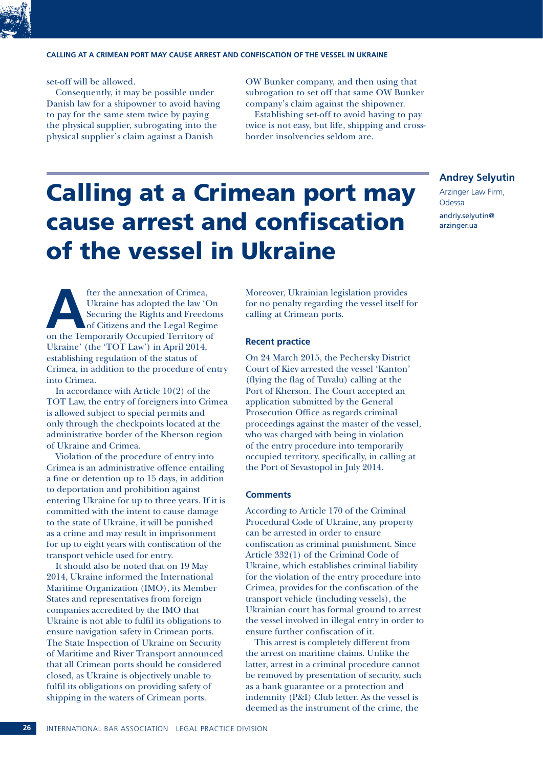set-off will be allowed.

Consequently, it may be possible under Danish law for a shipowner to avoid having to pay for the same stem twice by paying the physical supplier, subrogating into the physical supplier's claim against a Danish OW Bunker company, and then using that subrogation to set off that same OW Bunker company's claim against the shipowner.

Establishing set-off to avoid having to pay twice is not easy, but life, shipping and cross-border insolvencies seldom are.

# Calling at a Crimean port may cause arrest and confiscation of the vessel in Ukraine

**Andrey Selyutin**

Arzinger Law Firm, Odessa

andriy.selyutin@arzinger.ua

After the annexation of Crimea, Ukraine has adopted the law 'On Securing the Rights and Freedoms of Citizens and the Legal Regime on the Temporarily Occupied Territory of Ukraine' (the 'TOT Law') in April 2014, establishing regulation of the status of Crimea, in addition to the procedure of entry into Crimea.

In accordance with Article 10(2) of the TOT Law, the entry of foreigners into Crimea is allowed subject to special permits and only through the checkpoints located at the administrative border of the Kherson region of Ukraine and Crimea.

Violation of the procedure of entry into Crimea is an administrative offence entailing a fine or detention up to 15 days, in addition to deportation and prohibition against entering Ukraine for up to three years. If it is committed with the intent to cause damage to the state of Ukraine, it will be punished as a crime and may result in imprisonment for up to eight years with confiscation of the transport vehicle used for entry.

It should also be noted that on 19 May 2014, Ukraine informed the International Maritime Organization (IMO), its Member States and representatives from foreign companies accredited by the IMO that Ukraine is not able to fulfil its obligations to ensure navigation safety in Crimean ports. The State Inspection of Ukraine on Security of Maritime and River Transport announced that all Crimean ports should be considered closed, as Ukraine is objectively unable to fulfil its obligations on providing safety of shipping in the waters of Crimean ports. Moreover, Ukrainian legislation provides for no penalty regarding the vessel itself for calling at Crimean ports.

### Recent practice

On 24 March 2015, the Pechersky District Court of Kiev arrested the vessel 'Kanton' (flying the flag of Tuvalu) calling at the Port of Kherson. The Court accepted an application submitted by the General Prosecution Office as regards criminal proceedings against the master of the vessel, who was charged with being in violation of the entry procedure into temporarily occupied territory, specifically, in calling at the Port of Sevastopol in July 2014.

### Comments

According to Article 170 of the Criminal Procedural Code of Ukraine, any property can be arrested in order to ensure confiscation as criminal punishment. Since Article 332(1) of the Criminal Code of Ukraine, which establishes criminal liability for the violation of the entry procedure into Crimea, provides for the confiscation of the transport vehicle (including vessels), the Ukrainian court has formal ground to arrest the vessel involved in illegal entry in order to ensure further confiscation of it.

This arrest is completely different from the arrest on maritime claims. Unlike the latter, arrest in a criminal procedure cannot be removed by presentation of security, such as a bank guarantee or a protection and indemnity (P&I) Club letter. As the vessel is deemed as the instrument of the crime, the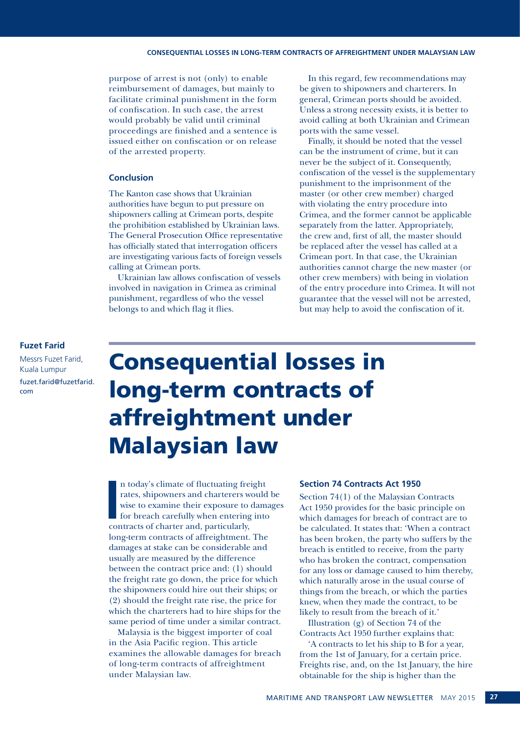purpose of arrest is not (only) to enable reimbursement of damages, but mainly to facilitate criminal punishment in the form of confiscation. In such case, the arrest would probably be valid until criminal proceedings are finished and a sentence is issued either on confiscation or on release of the arrested property.

### Conclusion

The Kanton case shows that Ukrainian authorities have begun to put pressure on shipowners calling at Crimean ports, despite the prohibition established by Ukrainian laws. The General Prosecution Office representative has officially stated that interrogation officers are investigating various facts of foreign vessels calling at Crimean ports.

Ukrainian law allows confiscation of vessels involved in navigation in Crimea as criminal punishment, regardless of who the vessel belongs to and which flag it flies.

In this regard, few recommendations may be given to shipowners and charterers. In general, Crimean ports should be avoided. Unless a strong necessity exists, it is better to avoid calling at both Ukrainian and Crimean ports with the same vessel.

Finally, it should be noted that the vessel can be the instrument of crime, but it can never be the subject of it. Consequently, confiscation of the vessel is the supplementary punishment to the imprisonment of the master (or other crew member) charged with violating the entry procedure into Crimea, and the former cannot be applicable separately from the latter. Appropriately, the crew and, first of all, the master should be replaced after the vessel has called at a Crimean port. In that case, the Ukrainian authorities cannot charge the new master (or other crew members) with being in violation of the entry procedure into Crimea. It will not guarantee that the vessel will not be arrested, but may help to avoid the confiscation of it.

**Fuzet Farid**

Messrs Fuzet Farid, Kuala Lumpur

fuzet.farid@fuzetfarid.com

# Consequential losses in long-term contracts of affreightment under Malaysian law

In today's climate of fluctuating freight rates, shipowners and charterers would be wise to examine their exposure to damages for breach carefully when entering into contracts of charter and, particularly, long-term contracts of affreightment. The damages at stake can be considerable and usually are measured by the difference between the contract price and: (1) should the freight rate go down, the price for which the shipowners could hire out their ships; or (2) should the freight rate rise, the price for which the charterers had to hire ships for the same period of time under a similar contract.

Malaysia is the biggest importer of coal in the Asia Pacific region. This article examines the allowable damages for breach of long-term contracts of affreightment under Malaysian law.

### Section 74 Contracts Act 1950

Section 74(1) of the Malaysian Contracts Act 1950 provides for the basic principle on which damages for breach of contract are to be calculated. It states that: 'When a contract has been broken, the party who suffers by the breach is entitled to receive, from the party who has broken the contract, compensation for any loss or damage caused to him thereby, which naturally arose in the usual course of things from the breach, or which the parties knew, when they made the contract, to be likely to result from the breach of it.'

Illustration (g) of Section 74 of the Contracts Act 1950 further explains that:

'A contracts to let his ship to B for a year, from the 1st of January, for a certain price. Freights rise, and, on the 1st January, the hire obtainable for the ship is higher than the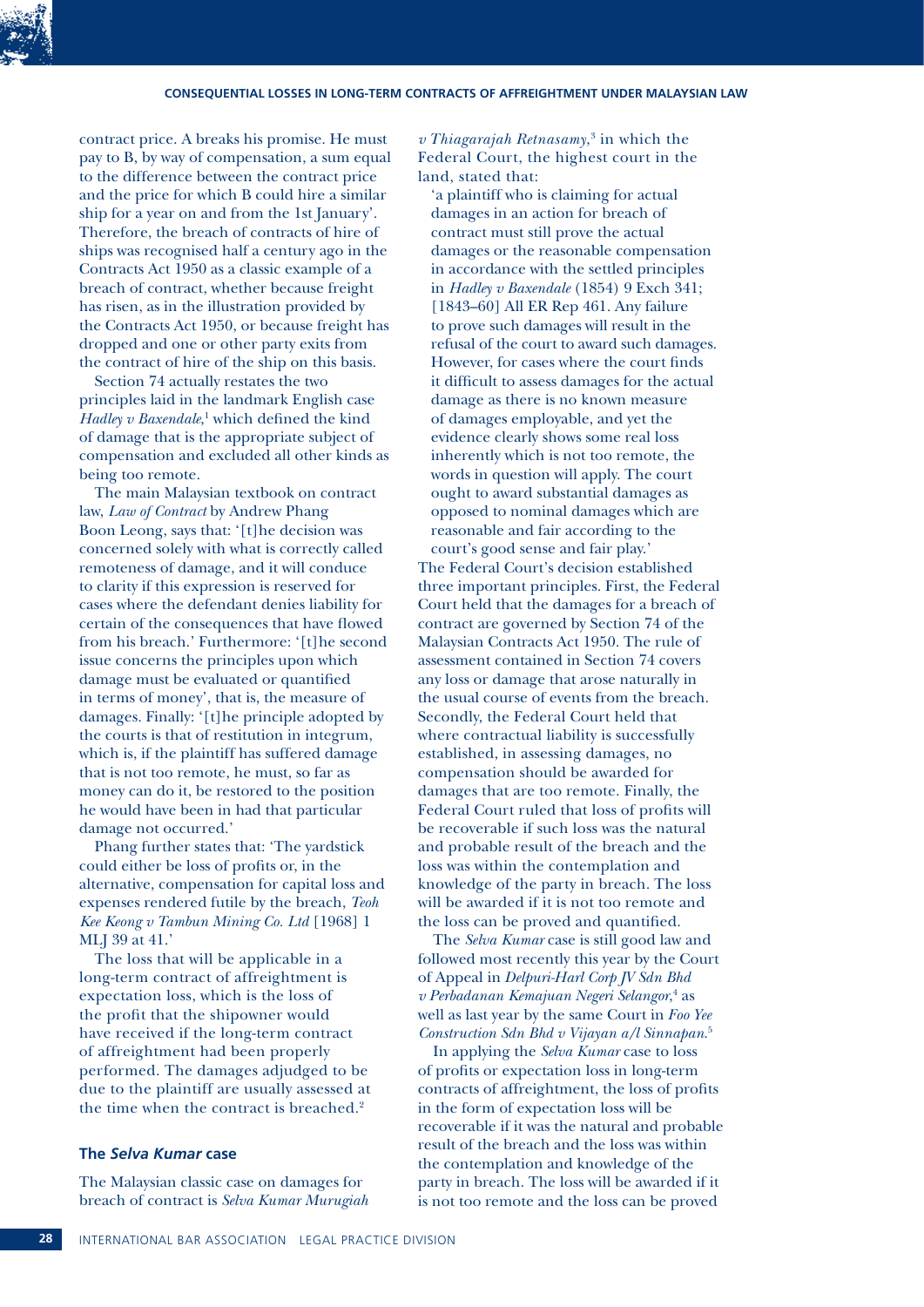contract price. A breaks his promise. He must pay to B, by way of compensation, a sum equal to the difference between the contract price and the price for which B could hire a similar ship for a year on and from the 1st January'. Therefore, the breach of contracts of hire of ships was recognised half a century ago in the Contracts Act 1950 as a classic example of a breach of contract, whether because freight has risen, as in the illustration provided by the Contracts Act 1950, or because freight has dropped and one or other party exits from the contract of hire of the ship on this basis.

Section 74 actually restates the two principles laid in the landmark English case *Hadley v Baxendale*,[1] which defined the kind of damage that is the appropriate subject of compensation and excluded all other kinds as being too remote.

The main Malaysian textbook on contract law, *Law of Contract* by Andrew Phang Boon Leong, says that: '[t]he decision was concerned solely with what is correctly called remoteness of damage, and it will conduce to clarity if this expression is reserved for cases where the defendant denies liability for certain of the consequences that have flowed from his breach.' Furthermore: '[t]he second issue concerns the principles upon which damage must be evaluated or quantified in terms of money', that is, the measure of damages. Finally: '[t]he principle adopted by the courts is that of restitution in integrum, which is, if the plaintiff has suffered damage that is not too remote, he must, so far as money can do it, be restored to the position he would have been in had that particular damage not occurred.'

Phang further states that: 'The yardstick could either be loss of profits or, in the alternative, compensation for capital loss and expenses rendered futile by the breach, *Teoh Kee Keong v Tambun Mining Co. Ltd* [1968] 1 MLJ 39 at 41.'

The loss that will be applicable in a long-term contract of affreightment is expectation loss, which is the loss of the profit that the shipowner would have received if the long-term contract of affreightment had been properly performed. The damages adjudged to be due to the plaintiff are usually assessed at the time when the contract is breached.[2]

### The *Selva Kumar* case

The Malaysian classic case on damages for breach of contract is *Selva Kumar Murugiah v Thiagarajah Retnasamy*,[3] in which the Federal Court, the highest court in the land, stated that:

> 'a plaintiff who is claiming for actual damages in an action for breach of contract must still prove the actual damages or the reasonable compensation in accordance with the settled principles in *Hadley v Baxendale* (1854) 9 Exch 341; [1843–60] All ER Rep 461. Any failure to prove such damages will result in the refusal of the court to award such damages. However, for cases where the court finds it difficult to assess damages for the actual damage as there is no known measure of damages employable, and yet the evidence clearly shows some real loss inherently which is not too remote, the words in question will apply. The court ought to award substantial damages as opposed to nominal damages which are reasonable and fair according to the court's good sense and fair play.'

The Federal Court's decision established three important principles. First, the Federal Court held that the damages for a breach of contract are governed by Section 74 of the Malaysian Contracts Act 1950. The rule of assessment contained in Section 74 covers any loss or damage that arose naturally in the usual course of events from the breach. Secondly, the Federal Court held that where contractual liability is successfully established, in assessing damages, no compensation should be awarded for damages that are too remote. Finally, the Federal Court ruled that loss of profits will be recoverable if such loss was the natural and probable result of the breach and the loss was within the contemplation and knowledge of the party in breach. The loss will be awarded if it is not too remote and the loss can be proved and quantified.

The *Selva Kumar* case is still good law and followed most recently this year by the Court of Appeal in *Delpuri-Harl Corp JV Sdn Bhd v Perbadanan Kemajuan Negeri Selangor*,[4] as well as last year by the same Court in *Foo Yee Construction Sdn Bhd v Vijayan a/l Sinnapan*.[5]

In applying the *Selva Kumar* case to loss of profits or expectation loss in long-term contracts of affreightment, the loss of profits in the form of expectation loss will be recoverable if it was the natural and probable result of the breach and the loss was within the contemplation and knowledge of the party in breach. The loss will be awarded if it is not too remote and the loss can be proved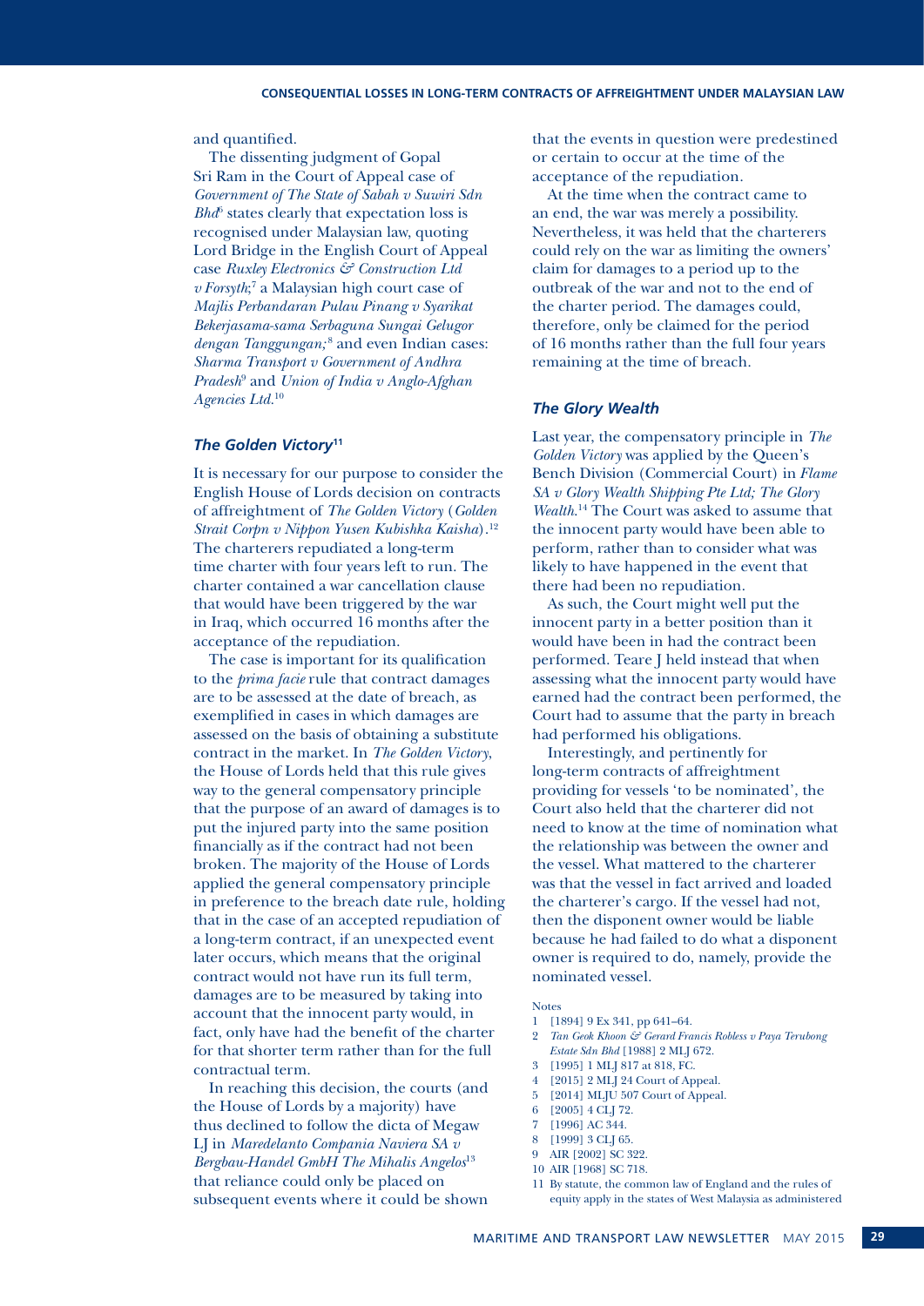and quantified.

The dissenting judgment of Gopal Sri Ram in the Court of Appeal case of *Government of The State of Sabah v Suwiri Sdn Bhd*[6] states clearly that expectation loss is recognised under Malaysian law, quoting Lord Bridge in the English Court of Appeal case *Ruxley Electronics & Construction Ltd v Forsyth*;[7] a Malaysian high court case of *Majlis Perbandaran Pulau Pinang v Syarikat Bekerjasama-sama Serbaguna Sungai Gelugor dengan Tanggungan*;[8] and even Indian cases: *Sharma Transport v Government of Andhra Pradesh*[9] and *Union of India v Anglo-Afghan Agencies Ltd*.[10]

### *The Golden Victory*[11]

It is necessary for our purpose to consider the English House of Lords decision on contracts of affreightment of *The Golden Victory* (*Golden Strait Corpn v Nippon Yusen Kubishka Kaisha*).[12] The charterers repudiated a long-term time charter with four years left to run. The charter contained a war cancellation clause that would have been triggered by the war in Iraq, which occurred 16 months after the acceptance of the repudiation.

The case is important for its qualification to the *prima facie* rule that contract damages are to be assessed at the date of breach, as exemplified in cases in which damages are assessed on the basis of obtaining a substitute contract in the market. In *The Golden Victory*, the House of Lords held that this rule gives way to the general compensatory principle that the purpose of an award of damages is to put the injured party into the same position financially as if the contract had not been broken. The majority of the House of Lords applied the general compensatory principle in preference to the breach date rule, holding that in the case of an accepted repudiation of a long-term contract, if an unexpected event later occurs, which means that the original contract would not have run its full term, damages are to be measured by taking into account that the innocent party would, in fact, only have had the benefit of the charter for that shorter term rather than for the full contractual term.

In reaching this decision, the courts (and the House of Lords by a majority) have thus declined to follow the dicta of Megaw LJ in *Maredelanto Compania Naviera SA v Bergbau-Handel GmbH The Mihalis Angelos*[13] that reliance could only be placed on subsequent events where it could be shown that the events in question were predestined or certain to occur at the time of the acceptance of the repudiation.

At the time when the contract came to an end, the war was merely a possibility. Nevertheless, it was held that the charterers could rely on the war as limiting the owners' claim for damages to a period up to the outbreak of the war and not to the end of the charter period. The damages could, therefore, only be claimed for the period of 16 months rather than the full four years remaining at the time of breach.

### *The Glory Wealth*

Last year, the compensatory principle in *The Golden Victory* was applied by the Queen's Bench Division (Commercial Court) in *Flame SA v Glory Wealth Shipping Pte Ltd; The Glory Wealth*.[14] The Court was asked to assume that the innocent party would have been able to perform, rather than to consider what was likely to have happened in the event that there had been no repudiation.

As such, the Court might well put the innocent party in a better position than it would have been in had the contract been performed. Teare J held instead that when assessing what the innocent party would have earned had the contract been performed, the Court had to assume that the party in breach had performed his obligations.

Interestingly, and pertinently for long-term contracts of affreightment providing for vessels 'to be nominated', the Court also held that the charterer did not need to know at the time of nomination what the relationship was between the owner and the vessel. What mattered to the charterer was that the vessel in fact arrived and loaded the charterer's cargo. If the vessel had not, then the disponent owner would be liable because he had failed to do what a disponent owner is required to do, namely, provide the nominated vessel.

Notes

1. [1894] 9 Ex 341, pp 641–64.
2. *Tan Geok Khoon & Gerard Francis Robless v Paya Terubong Estate Sdn Bhd* [1988] 2 MLJ 672.
3. [1995] 1 MLJ 817 at 818, FC.
4. [2015] 2 MLJ 24 Court of Appeal.
5. [2014] MLJU 507 Court of Appeal.
6. [2005] 4 CLJ 72.
7. [1996] AC 344.
8. [1999] 3 CLJ 65.
9. AIR [2002] SC 322.
10. AIR [1968] SC 718.
11. By statute, the common law of England and the rules of equity apply in the states of West Malaysia as administered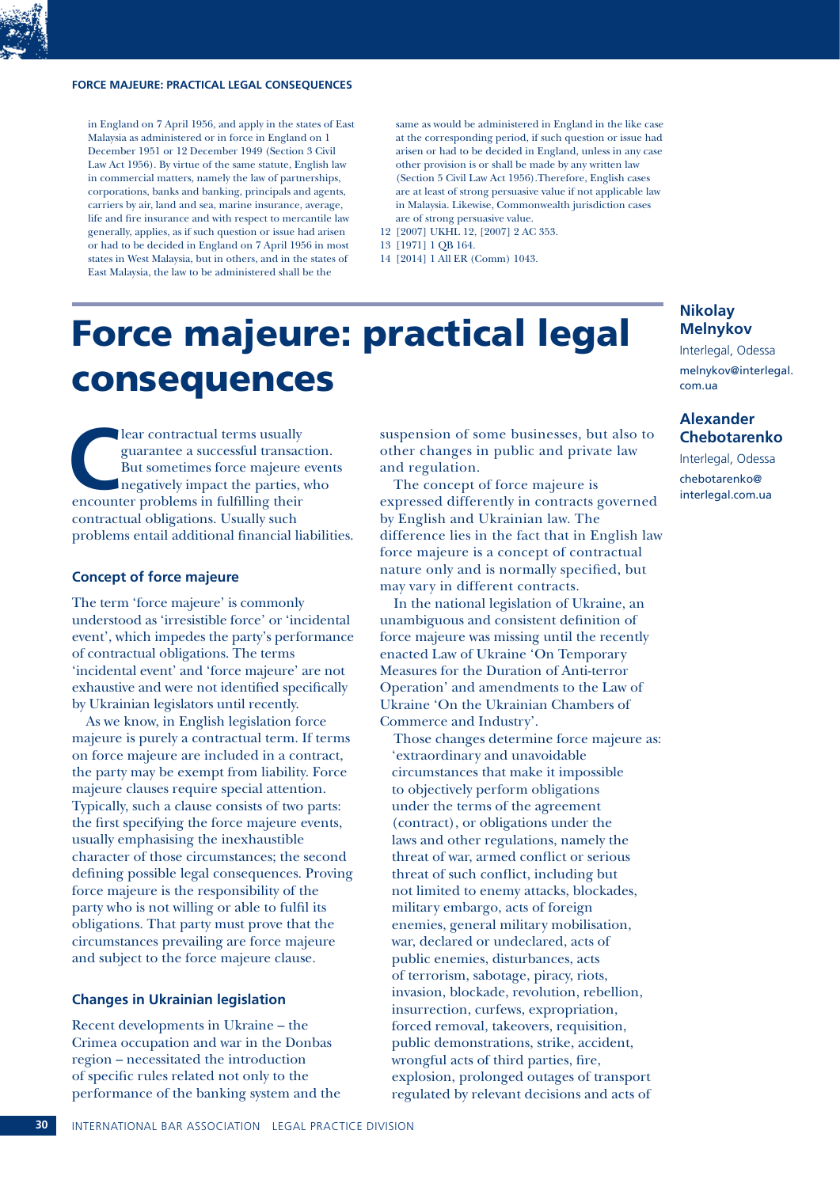in England on 7 April 1956, and apply in the states of East Malaysia as administered or in force in England on 1 December 1951 or 12 December 1949 (Section 3 Civil Law Act 1956). By virtue of the same statute, English law in commercial matters, namely the law of partnerships, corporations, banks and banking, principals and agents, carriers by air, land and sea, marine insurance, average, life and fire insurance and with respect to mercantile law generally, applies, as if such question or issue had arisen or had to be decided in England on 7 April 1956 in most states in West Malaysia, but in others, and in the states of East Malaysia, the law to be administered shall be the same as would be administered in England in the like case at the corresponding period, if such question or issue had arisen or had to be decided in England, unless in any case other provision is or shall be made by any written law (Section 5 Civil Law Act 1956).Therefore, English cases are at least of strong persuasive value if not applicable law in Malaysia. Likewise, Commonwealth jurisdiction cases are of strong persuasive value.

12 [2007] UKHL 12, [2007] 2 AC 353.

13 [1971] 1 QB 164.

14 [2014] 1 All ER (Comm) 1043.

# Force majeure: practical legal consequences

**Nikolay Melnykov**
Interlegal, Odessa
melnykov@interlegal.com.ua

**Alexander Chebotarenko**
Interlegal, Odessa
chebotarenko@interlegal.com.ua

Clear contractual terms usually guarantee a successful transaction. But sometimes force majeure events negatively impact the parties, who encounter problems in fulfilling their contractual obligations. Usually such problems entail additional financial liabilities.

## Concept of force majeure

The term 'force majeure' is commonly understood as 'irresistible force' or 'incidental event', which impedes the party's performance of contractual obligations. The terms 'incidental event' and 'force majeure' are not exhaustive and were not identified specifically by Ukrainian legislators until recently.

As we know, in English legislation force majeure is purely a contractual term. If terms on force majeure are included in a contract, the party may be exempt from liability. Force majeure clauses require special attention. Typically, such a clause consists of two parts: the first specifying the force majeure events, usually emphasising the inexhaustible character of those circumstances; the second defining possible legal consequences. Proving force majeure is the responsibility of the party who is not willing or able to fulfil its obligations. That party must prove that the circumstances prevailing are force majeure and subject to the force majeure clause.

## Changes in Ukrainian legislation

Recent developments in Ukraine – the Crimea occupation and war in the Donbas region – necessitated the introduction of specific rules related not only to the performance of the banking system and the suspension of some businesses, but also to other changes in public and private law and regulation.

The concept of force majeure is expressed differently in contracts governed by English and Ukrainian law. The difference lies in the fact that in English law force majeure is a concept of contractual nature only and is normally specified, but may vary in different contracts.

In the national legislation of Ukraine, an unambiguous and consistent definition of force majeure was missing until the recently enacted Law of Ukraine 'On Temporary Measures for the Duration of Anti-terror Operation' and amendments to the Law of Ukraine 'On the Ukrainian Chambers of Commerce and Industry'.

Those changes determine force majeure as:

> 'extraordinary and unavoidable circumstances that make it impossible to objectively perform obligations under the terms of the agreement (contract), or obligations under the laws and other regulations, namely the threat of war, armed conflict or serious threat of such conflict, including but not limited to enemy attacks, blockades, military embargo, acts of foreign enemies, general military mobilisation, war, declared or undeclared, acts of public enemies, disturbances, acts of terrorism, sabotage, piracy, riots, invasion, blockade, revolution, rebellion, insurrection, curfews, expropriation, forced removal, takeovers, requisition, public demonstrations, strike, accident, wrongful acts of third parties, fire, explosion, prolonged outages of transport regulated by relevant decisions and acts of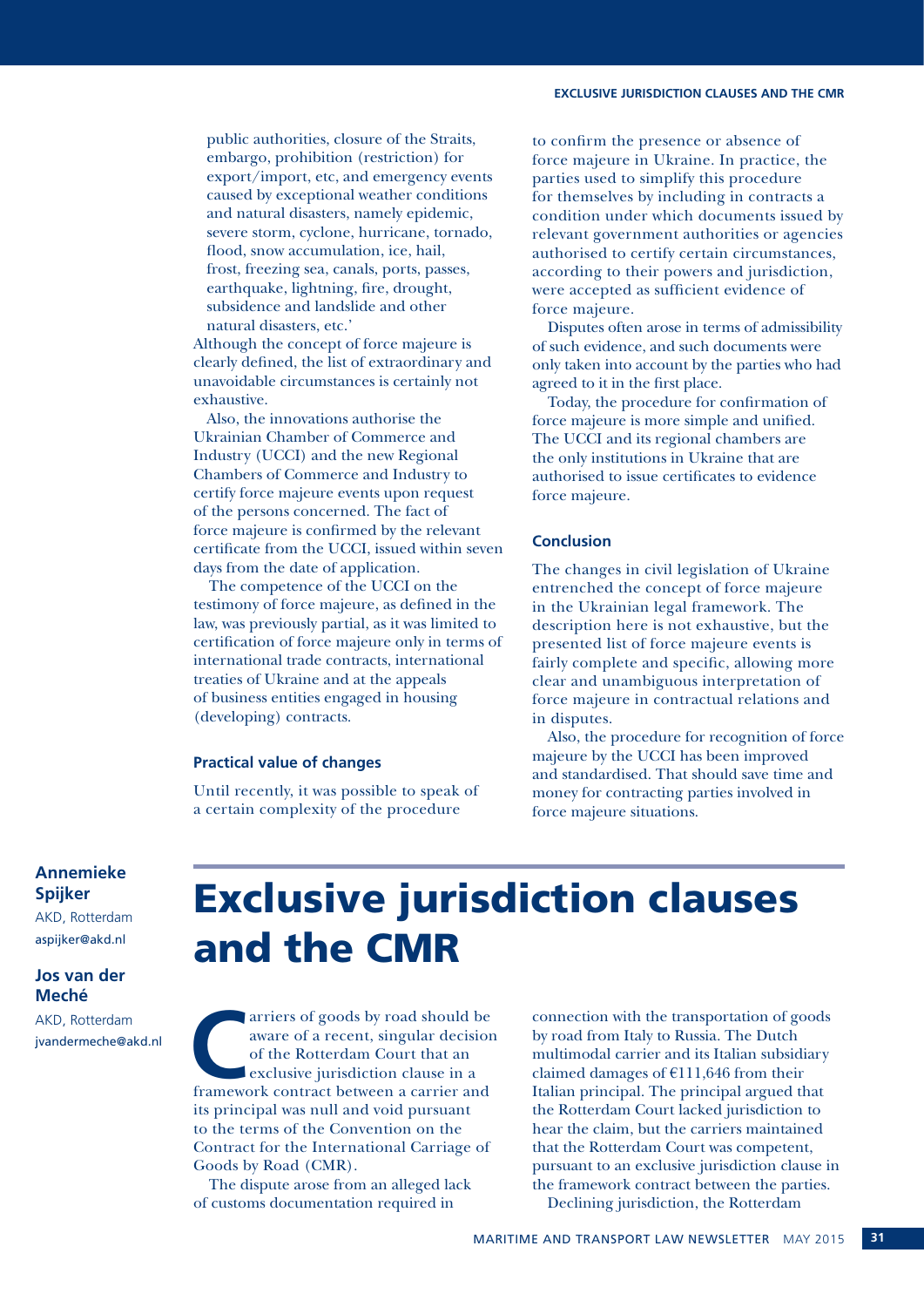public authorities, closure of the Straits, embargo, prohibition (restriction) for export/import, etc, and emergency events caused by exceptional weather conditions and natural disasters, namely epidemic, severe storm, cyclone, hurricane, tornado, flood, snow accumulation, ice, hail, frost, freezing sea, canals, ports, passes, earthquake, lightning, fire, drought, subsidence and landslide and other natural disasters, etc.'

Although the concept of force majeure is clearly defined, the list of extraordinary and unavoidable circumstances is certainly not exhaustive.

Also, the innovations authorise the Ukrainian Chamber of Commerce and Industry (UCCI) and the new Regional Chambers of Commerce and Industry to certify force majeure events upon request of the persons concerned. The fact of force majeure is confirmed by the relevant certificate from the UCCI, issued within seven days from the date of application.

The competence of the UCCI on the testimony of force majeure, as defined in the law, was previously partial, as it was limited to certification of force majeure only in terms of international trade contracts, international treaties of Ukraine and at the appeals of business entities engaged in housing (developing) contracts.

### Practical value of changes

Until recently, it was possible to speak of a certain complexity of the procedure to confirm the presence or absence of force majeure in Ukraine. In practice, the parties used to simplify this procedure for themselves by including in contracts a condition under which documents issued by relevant government authorities or agencies authorised to certify certain circumstances, according to their powers and jurisdiction, were accepted as sufficient evidence of force majeure.

Disputes often arose in terms of admissibility of such evidence, and such documents were only taken into account by the parties who had agreed to it in the first place.

Today, the procedure for confirmation of force majeure is more simple and unified. The UCCI and its regional chambers are the only institutions in Ukraine that are authorised to issue certificates to evidence force majeure.

### Conclusion

The changes in civil legislation of Ukraine entrenched the concept of force majeure in the Ukrainian legal framework. The description here is not exhaustive, but the presented list of force majeure events is fairly complete and specific, allowing more clear and unambiguous interpretation of force majeure in contractual relations and in disputes.

Also, the procedure for recognition of force majeure by the UCCI has been improved and standardised. That should save time and money for contracting parties involved in force majeure situations.

# Exclusive jurisdiction clauses and the CMR

**Annemieke Spijker**
AKD, Rotterdam
aspijker@akd.nl

**Jos van der Meché**
AKD, Rotterdam
jvandermeche@akd.nl

Carriers of goods by road should be aware of a recent, singular decision of the Rotterdam Court that an exclusive jurisdiction clause in a framework contract between a carrier and its principal was null and void pursuant to the terms of the Convention on the Contract for the International Carriage of Goods by Road (CMR).

The dispute arose from an alleged lack of customs documentation required in connection with the transportation of goods by road from Italy to Russia. The Dutch multimodal carrier and its Italian subsidiary claimed damages of €111,646 from their Italian principal. The principal argued that the Rotterdam Court lacked jurisdiction to hear the claim, but the carriers maintained that the Rotterdam Court was competent, pursuant to an exclusive jurisdiction clause in the framework contract between the parties.

Declining jurisdiction, the Rotterdam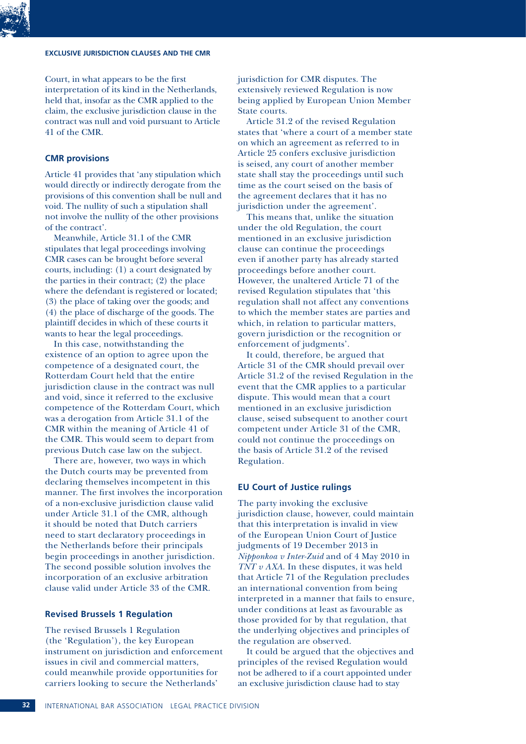Court, in what appears to be the first interpretation of its kind in the Netherlands, held that, insofar as the CMR applied to the claim, the exclusive jurisdiction clause in the contract was null and void pursuant to Article 41 of the CMR.

### CMR provisions

Article 41 provides that 'any stipulation which would directly or indirectly derogate from the provisions of this convention shall be null and void. The nullity of such a stipulation shall not involve the nullity of the other provisions of the contract'.

Meanwhile, Article 31.1 of the CMR stipulates that legal proceedings involving CMR cases can be brought before several courts, including: (1) a court designated by the parties in their contract; (2) the place where the defendant is registered or located; (3) the place of taking over the goods; and (4) the place of discharge of the goods. The plaintiff decides in which of these courts it wants to hear the legal proceedings.

In this case, notwithstanding the existence of an option to agree upon the competence of a designated court, the Rotterdam Court held that the entire jurisdiction clause in the contract was null and void, since it referred to the exclusive competence of the Rotterdam Court, which was a derogation from Article 31.1 of the CMR within the meaning of Article 41 of the CMR. This would seem to depart from previous Dutch case law on the subject.

There are, however, two ways in which the Dutch courts may be prevented from declaring themselves incompetent in this manner. The first involves the incorporation of a non-exclusive jurisdiction clause valid under Article 31.1 of the CMR, although it should be noted that Dutch carriers need to start declaratory proceedings in the Netherlands before their principals begin proceedings in another jurisdiction. The second possible solution involves the incorporation of an exclusive arbitration clause valid under Article 33 of the CMR.

### Revised Brussels 1 Regulation

The revised Brussels 1 Regulation (the 'Regulation'), the key European instrument on jurisdiction and enforcement issues in civil and commercial matters, could meanwhile provide opportunities for carriers looking to secure the Netherlands' jurisdiction for CMR disputes. The extensively reviewed Regulation is now being applied by European Union Member State courts.

Article 31.2 of the revised Regulation states that 'where a court of a member state on which an agreement as referred to in Article 25 confers exclusive jurisdiction is seised, any court of another member state shall stay the proceedings until such time as the court seised on the basis of the agreement declares that it has no jurisdiction under the agreement'.

This means that, unlike the situation under the old Regulation, the court mentioned in an exclusive jurisdiction clause can continue the proceedings even if another party has already started proceedings before another court. However, the unaltered Article 71 of the revised Regulation stipulates that 'this regulation shall not affect any conventions to which the member states are parties and which, in relation to particular matters, govern jurisdiction or the recognition or enforcement of judgments'.

It could, therefore, be argued that Article 31 of the CMR should prevail over Article 31.2 of the revised Regulation in the event that the CMR applies to a particular dispute. This would mean that a court mentioned in an exclusive jurisdiction clause, seised subsequent to another court competent under Article 31 of the CMR, could not continue the proceedings on the basis of Article 31.2 of the revised Regulation.

### EU Court of Justice rulings

The party invoking the exclusive jurisdiction clause, however, could maintain that this interpretation is invalid in view of the European Union Court of Justice judgments of 19 December 2013 in *Nipponkoa v Inter-Zuid* and of 4 May 2010 in *TNT v AXA*. In these disputes, it was held that Article 71 of the Regulation precludes an international convention from being interpreted in a manner that fails to ensure, under conditions at least as favourable as those provided for by that regulation, that the underlying objectives and principles of the regulation are observed.

It could be argued that the objectives and principles of the revised Regulation would not be adhered to if a court appointed under an exclusive jurisdiction clause had to stay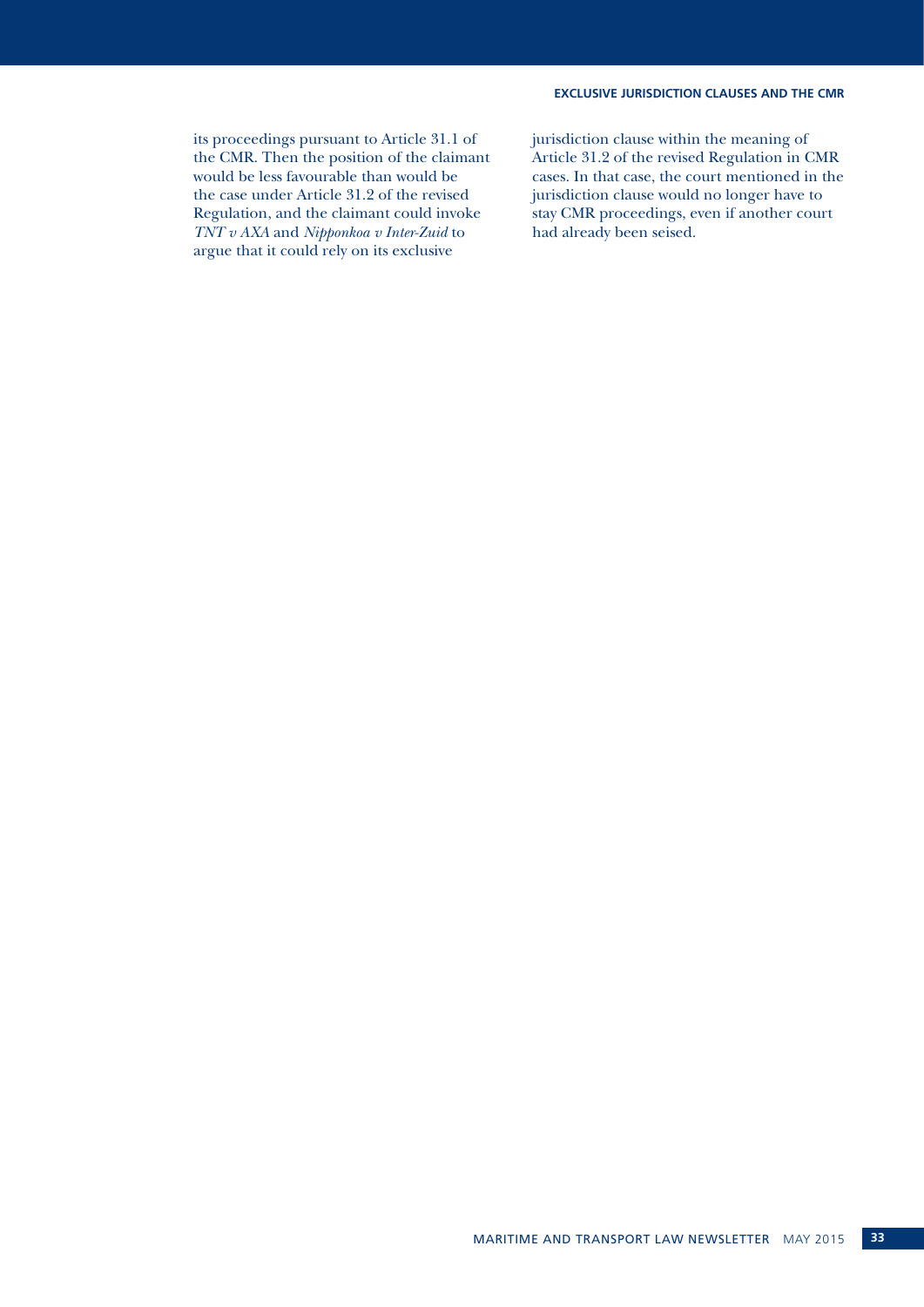its proceedings pursuant to Article 31.1 of the CMR. Then the position of the claimant would be less favourable than would be the case under Article 31.2 of the revised Regulation, and the claimant could invoke *TNT v AXA* and *Nipponkoa v Inter-Zuid* to argue that it could rely on its exclusive jurisdiction clause within the meaning of Article 31.2 of the revised Regulation in CMR cases. In that case, the court mentioned in the jurisdiction clause would no longer have to stay CMR proceedings, even if another court had already been seised.